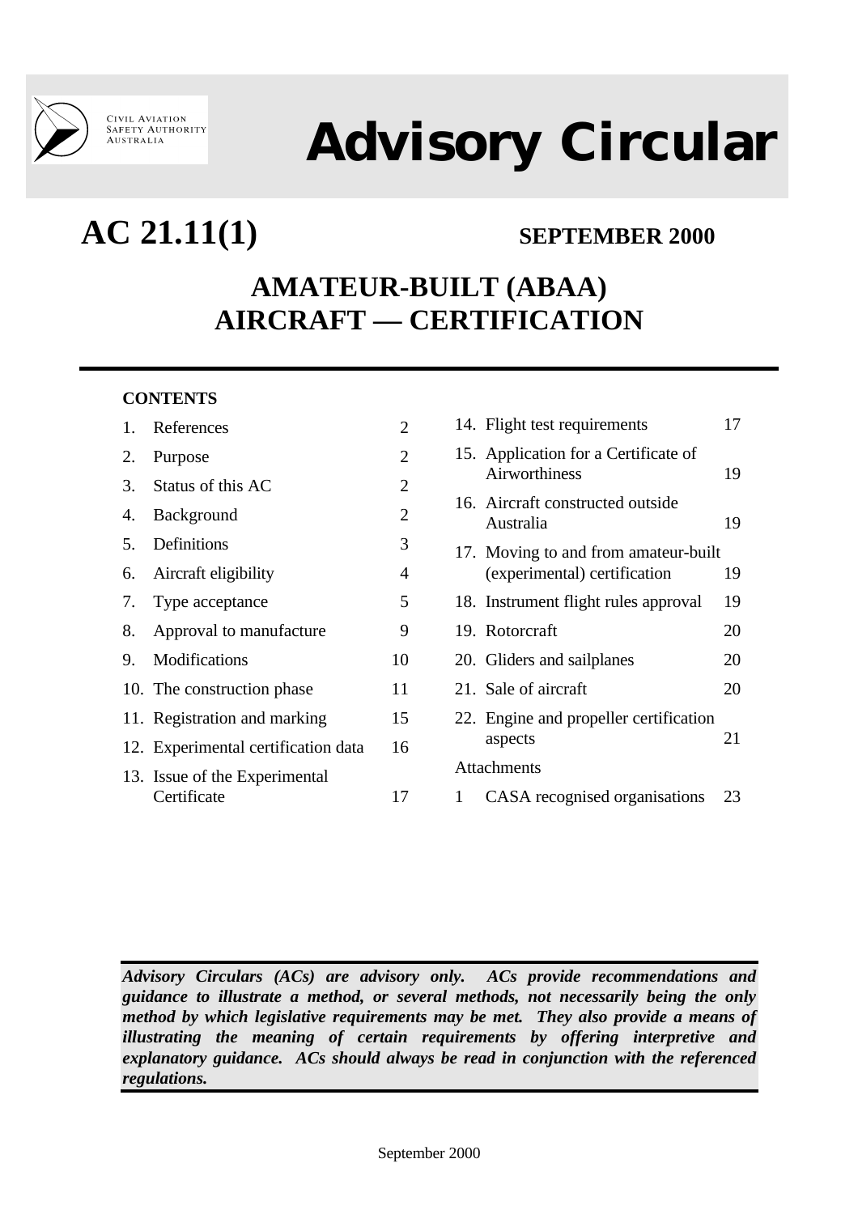CIVIL AVIATION SAFETY AUTHORITY AUSTRALIA

# Advisory Circular

## AC 21.11(1)

**SEPTEMBER 2000**

# AMATEUR-BUILT (ABAA) AIRCRAFT — CERTIFICATION

**CONTENTS**

| | | |
|---|---|---|
| 1. | References | 2 |
| 2. | Purpose | 2 |
| 3. | Status of this AC | 2 |
| 4. | Background | 2 |
| 5. | Definitions | 3 |
| 6. | Aircraft eligibility | 4 |
| 7. | Type acceptance | 5 |
| 8. | Approval to manufacture | 9 |
| 9. | Modifications | 10 |
| 10. | The construction phase | 11 |
| 11. | Registration and marking | 15 |
| 12. | Experimental certification data | 16 |
| 13. | Issue of the Experimental Certificate | 17 |
| 14. | Flight test requirements | 17 |
| 15. | Application for a Certificate of Airworthiness | 19 |
| 16. | Aircraft constructed outside Australia | 19 |
| 17. | Moving to and from amateur-built (experimental) certification | 19 |
| 18. | Instrument flight rules approval | 19 |
| 19. | Rotorcraft | 20 |
| 20. | Gliders and sailplanes | 20 |
| 21. | Sale of aircraft | 20 |
| 22. | Engine and propeller certification aspects | 21 |
| | Attachments | |
| 1 | CASA recognised organisations | 23 |

***Advisory Circulars (ACs) are advisory only. ACs provide recommendations and guidance to illustrate a method, or several methods, not necessarily being the only method by which legislative requirements may be met. They also provide a means of illustrating the meaning of certain requirements by offering interpretive and explanatory guidance. ACs should always be read in conjunction with the referenced regulations.***

September 2000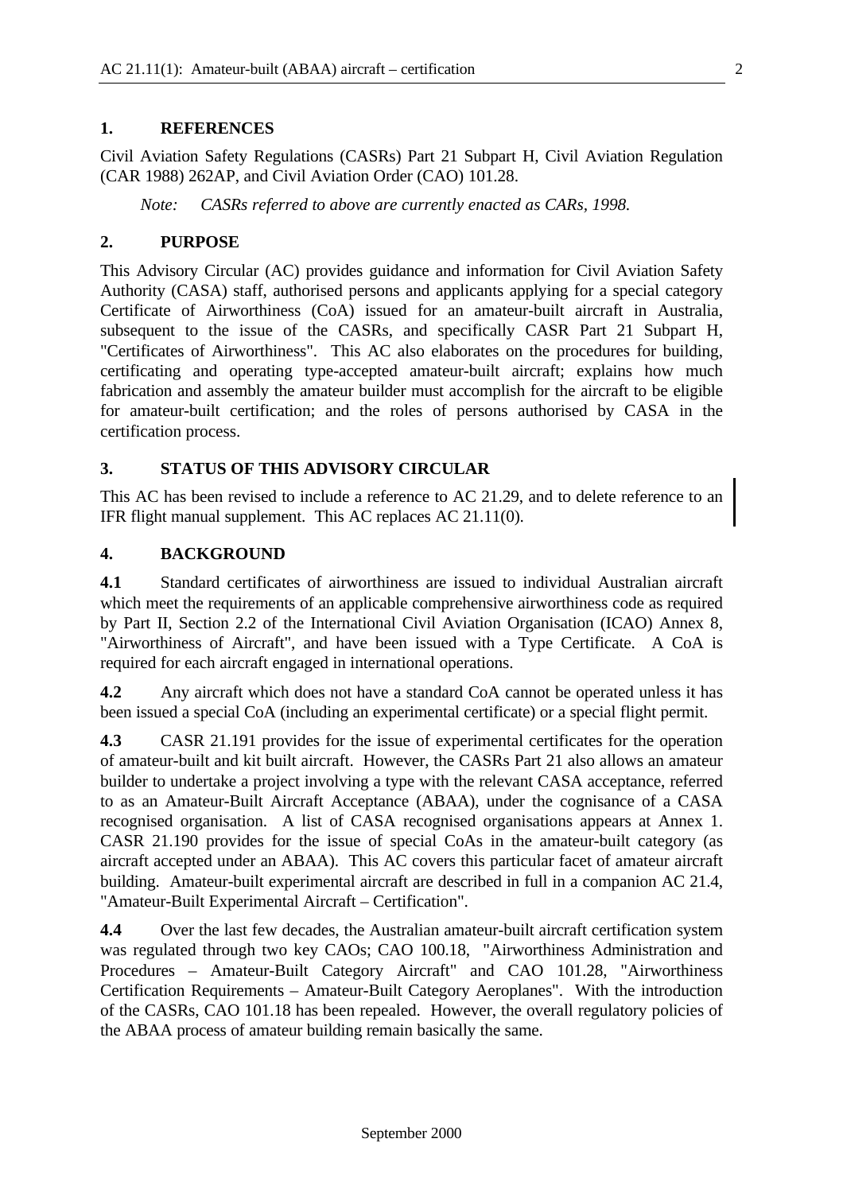## 1. REFERENCES

Civil Aviation Safety Regulations (CASRs) Part 21 Subpart H, Civil Aviation Regulation (CAR 1988) 262AP, and Civil Aviation Order (CAO) 101.28.

*Note: CASRs referred to above are currently enacted as CARs, 1998.*

## 2. PURPOSE

This Advisory Circular (AC) provides guidance and information for Civil Aviation Safety Authority (CASA) staff, authorised persons and applicants applying for a special category Certificate of Airworthiness (CoA) issued for an amateur-built aircraft in Australia, subsequent to the issue of the CASRs, and specifically CASR Part 21 Subpart H, "Certificates of Airworthiness". This AC also elaborates on the procedures for building, certificating and operating type-accepted amateur-built aircraft; explains how much fabrication and assembly the amateur builder must accomplish for the aircraft to be eligible for amateur-built certification; and the roles of persons authorised by CASA in the certification process.

## 3. STATUS OF THIS ADVISORY CIRCULAR

This AC has been revised to include a reference to AC 21.29, and to delete reference to an IFR flight manual supplement. This AC replaces AC 21.11(0).

## 4. BACKGROUND

**4.1** Standard certificates of airworthiness are issued to individual Australian aircraft which meet the requirements of an applicable comprehensive airworthiness code as required by Part II, Section 2.2 of the International Civil Aviation Organisation (ICAO) Annex 8, "Airworthiness of Aircraft", and have been issued with a Type Certificate. A CoA is required for each aircraft engaged in international operations.

**4.2** Any aircraft which does not have a standard CoA cannot be operated unless it has been issued a special CoA (including an experimental certificate) or a special flight permit.

**4.3** CASR 21.191 provides for the issue of experimental certificates for the operation of amateur-built and kit built aircraft. However, the CASRs Part 21 also allows an amateur builder to undertake a project involving a type with the relevant CASA acceptance, referred to as an Amateur-Built Aircraft Acceptance (ABAA), under the cognisance of a CASA recognised organisation. A list of CASA recognised organisations appears at Annex 1. CASR 21.190 provides for the issue of special CoAs in the amateur-built category (as aircraft accepted under an ABAA). This AC covers this particular facet of amateur aircraft building. Amateur-built experimental aircraft are described in full in a companion AC 21.4, "Amateur-Built Experimental Aircraft – Certification".

**4.4** Over the last few decades, the Australian amateur-built aircraft certification system was regulated through two key CAOs; CAO 100.18, "Airworthiness Administration and Procedures – Amateur-Built Category Aircraft" and CAO 101.28, "Airworthiness Certification Requirements – Amateur-Built Category Aeroplanes". With the introduction of the CASRs, CAO 101.18 has been repealed. However, the overall regulatory policies of the ABAA process of amateur building remain basically the same.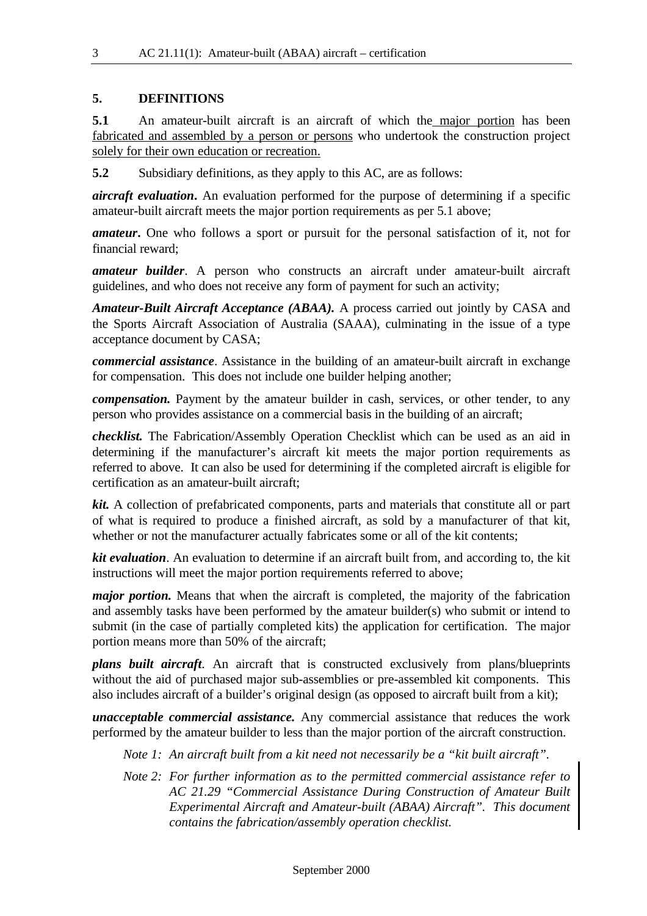## 5. DEFINITIONS

**5.1** An amateur-built aircraft is an aircraft of which the major portion has been fabricated and assembled by a person or persons who undertook the construction project solely for their own education or recreation.

**5.2** Subsidiary definitions, as they apply to this AC, are as follows:

***aircraft evaluation*.** An evaluation performed for the purpose of determining if a specific amateur-built aircraft meets the major portion requirements as per 5.1 above;

***amateur*.** One who follows a sport or pursuit for the personal satisfaction of it, not for financial reward;

***amateur builder***. A person who constructs an aircraft under amateur-built aircraft guidelines, and who does not receive any form of payment for such an activity;

***Amateur-Built Aircraft Acceptance (ABAA).*** A process carried out jointly by CASA and the Sports Aircraft Association of Australia (SAAA), culminating in the issue of a type acceptance document by CASA;

***commercial assistance***. Assistance in the building of an amateur-built aircraft in exchange for compensation. This does not include one builder helping another;

***compensation.*** Payment by the amateur builder in cash, services, or other tender, to any person who provides assistance on a commercial basis in the building of an aircraft;

***checklist.*** The Fabrication/Assembly Operation Checklist which can be used as an aid in determining if the manufacturer's aircraft kit meets the major portion requirements as referred to above. It can also be used for determining if the completed aircraft is eligible for certification as an amateur-built aircraft;

***kit.*** A collection of prefabricated components, parts and materials that constitute all or part of what is required to produce a finished aircraft, as sold by a manufacturer of that kit, whether or not the manufacturer actually fabricates some or all of the kit contents;

***kit evaluation***. An evaluation to determine if an aircraft built from, and according to, the kit instructions will meet the major portion requirements referred to above;

***major portion.*** Means that when the aircraft is completed, the majority of the fabrication and assembly tasks have been performed by the amateur builder(s) who submit or intend to submit (in the case of partially completed kits) the application for certification. The major portion means more than 50% of the aircraft;

***plans built aircraft***. An aircraft that is constructed exclusively from plans/blueprints without the aid of purchased major sub-assemblies or pre-assembled kit components. This also includes aircraft of a builder's original design (as opposed to aircraft built from a kit);

***unacceptable commercial assistance.*** Any commercial assistance that reduces the work performed by the amateur builder to less than the major portion of the aircraft construction.

*Note 1: An aircraft built from a kit need not necessarily be a "kit built aircraft".*

*Note 2: For further information as to the permitted commercial assistance refer to AC 21.29 "Commercial Assistance During Construction of Amateur Built Experimental Aircraft and Amateur-built (ABAA) Aircraft". This document contains the fabrication/assembly operation checklist.*

September 2000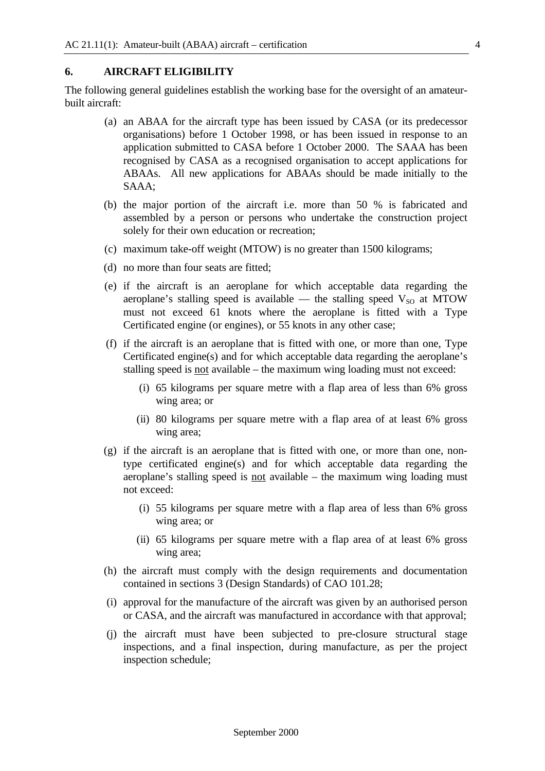## 6. AIRCRAFT ELIGIBILITY

The following general guidelines establish the working base for the oversight of an amateur-built aircraft:

(a) an ABAA for the aircraft type has been issued by CASA (or its predecessor organisations) before 1 October 1998, or has been issued in response to an application submitted to CASA before 1 October 2000. The SAAA has been recognised by CASA as a recognised organisation to accept applications for ABAAs. All new applications for ABAAs should be made initially to the SAAA;

(b) the major portion of the aircraft i.e. more than 50 % is fabricated and assembled by a person or persons who undertake the construction project solely for their own education or recreation;

(c) maximum take-off weight (MTOW) is no greater than 1500 kilograms;

(d) no more than four seats are fitted;

(e) if the aircraft is an aeroplane for which acceptable data regarding the aeroplane's stalling speed is available — the stalling speed $V_{SO}$ at MTOW must not exceed 61 knots where the aeroplane is fitted with a Type Certificated engine (or engines), or 55 knots in any other case;

(f) if the aircraft is an aeroplane that is fitted with one, or more than one, Type Certificated engine(s) and for which acceptable data regarding the aeroplane's stalling speed is <u>not</u> available – the maximum wing loading must not exceed:

 (i) 65 kilograms per square metre with a flap area of less than 6% gross wing area; or

 (ii) 80 kilograms per square metre with a flap area of at least 6% gross wing area;

(g) if the aircraft is an aeroplane that is fitted with one, or more than one, non-type certificated engine(s) and for which acceptable data regarding the aeroplane's stalling speed is <u>not</u> available – the maximum wing loading must not exceed:

 (i) 55 kilograms per square metre with a flap area of less than 6% gross wing area; or

 (ii) 65 kilograms per square metre with a flap area of at least 6% gross wing area;

(h) the aircraft must comply with the design requirements and documentation contained in sections 3 (Design Standards) of CAO 101.28;

(i) approval for the manufacture of the aircraft was given by an authorised person or CASA, and the aircraft was manufactured in accordance with that approval;

(j) the aircraft must have been subjected to pre-closure structural stage inspections, and a final inspection, during manufacture, as per the project inspection schedule;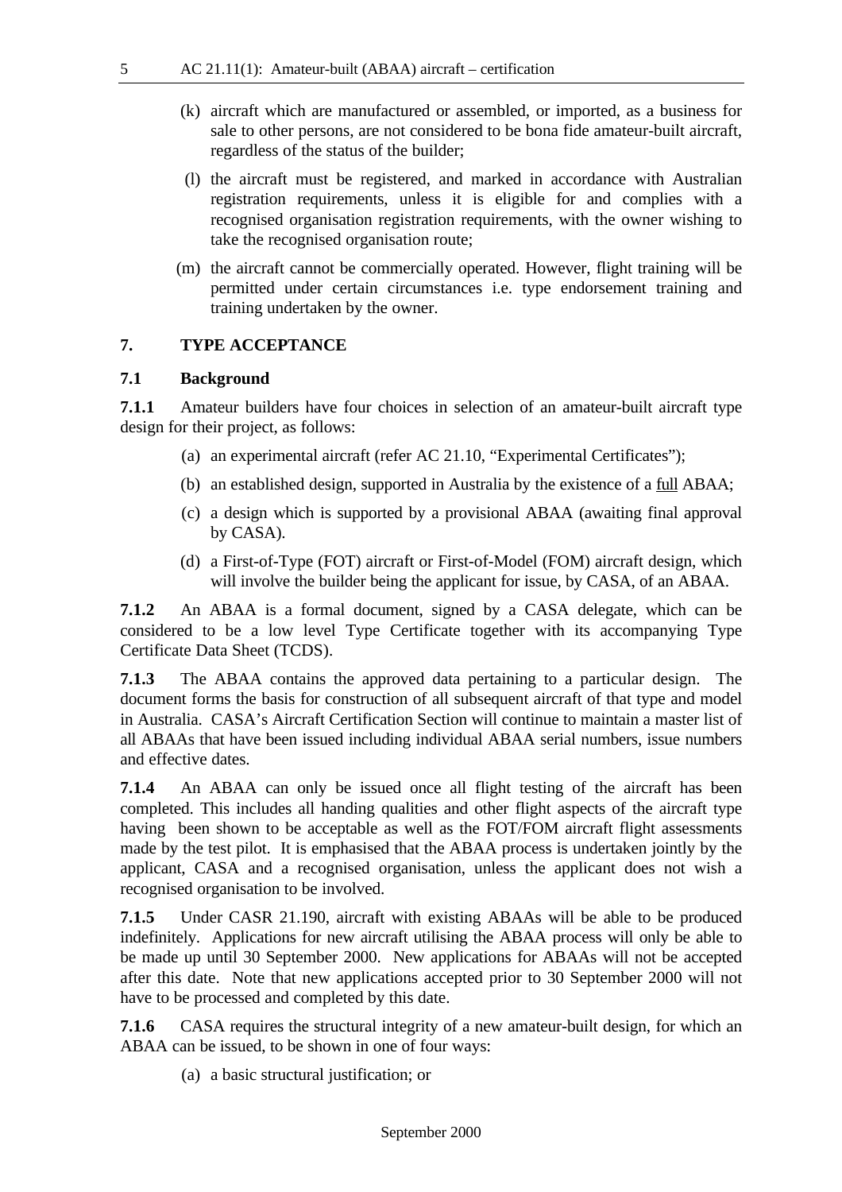(k) aircraft which are manufactured or assembled, or imported, as a business for sale to other persons, are not considered to be bona fide amateur-built aircraft, regardless of the status of the builder;

(l) the aircraft must be registered, and marked in accordance with Australian registration requirements, unless it is eligible for and complies with a recognised organisation registration requirements, with the owner wishing to take the recognised organisation route;

(m) the aircraft cannot be commercially operated. However, flight training will be permitted under certain circumstances i.e. type endorsement training and training undertaken by the owner.

## 7. TYPE ACCEPTANCE

### 7.1 Background

**7.1.1** Amateur builders have four choices in selection of an amateur-built aircraft type design for their project, as follows:

(a) an experimental aircraft (refer AC 21.10, "Experimental Certificates");

(b) an established design, supported in Australia by the existence of a <u>full</u> ABAA;

(c) a design which is supported by a provisional ABAA (awaiting final approval by CASA).

(d) a First-of-Type (FOT) aircraft or First-of-Model (FOM) aircraft design, which will involve the builder being the applicant for issue, by CASA, of an ABAA.

**7.1.2** An ABAA is a formal document, signed by a CASA delegate, which can be considered to be a low level Type Certificate together with its accompanying Type Certificate Data Sheet (TCDS).

**7.1.3** The ABAA contains the approved data pertaining to a particular design. The document forms the basis for construction of all subsequent aircraft of that type and model in Australia. CASA's Aircraft Certification Section will continue to maintain a master list of all ABAAs that have been issued including individual ABAA serial numbers, issue numbers and effective dates.

**7.1.4** An ABAA can only be issued once all flight testing of the aircraft has been completed. This includes all handing qualities and other flight aspects of the aircraft type having been shown to be acceptable as well as the FOT/FOM aircraft flight assessments made by the test pilot. It is emphasised that the ABAA process is undertaken jointly by the applicant, CASA and a recognised organisation, unless the applicant does not wish a recognised organisation to be involved.

**7.1.5** Under CASR 21.190, aircraft with existing ABAAs will be able to be produced indefinitely. Applications for new aircraft utilising the ABAA process will only be able to be made up until 30 September 2000. New applications for ABAAs will not be accepted after this date. Note that new applications accepted prior to 30 September 2000 will not have to be processed and completed by this date.

**7.1.6** CASA requires the structural integrity of a new amateur-built design, for which an ABAA can be issued, to be shown in one of four ways:

(a) a basic structural justification; or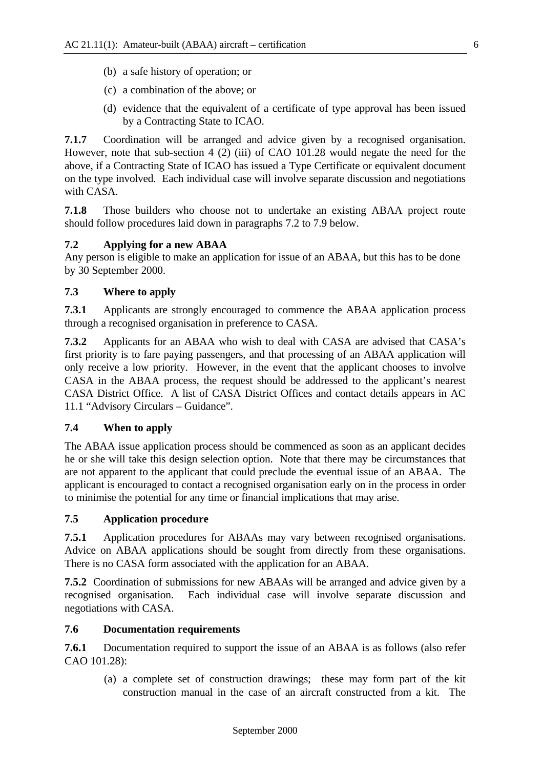(b) a safe history of operation; or

(c) a combination of the above; or

(d) evidence that the equivalent of a certificate of type approval has been issued by a Contracting State to ICAO.

**7.1.7** Coordination will be arranged and advice given by a recognised organisation. However, note that sub-section 4 (2) (iii) of CAO 101.28 would negate the need for the above, if a Contracting State of ICAO has issued a Type Certificate or equivalent document on the type involved. Each individual case will involve separate discussion and negotiations with CASA.

**7.1.8** Those builders who choose not to undertake an existing ABAA project route should follow procedures laid down in paragraphs 7.2 to 7.9 below.

### 7.2 Applying for a new ABAA

Any person is eligible to make an application for issue of an ABAA, but this has to be done by 30 September 2000.

### 7.3 Where to apply

**7.3.1** Applicants are strongly encouraged to commence the ABAA application process through a recognised organisation in preference to CASA.

**7.3.2** Applicants for an ABAA who wish to deal with CASA are advised that CASA's first priority is to fare paying passengers, and that processing of an ABAA application will only receive a low priority. However, in the event that the applicant chooses to involve CASA in the ABAA process, the request should be addressed to the applicant's nearest CASA District Office. A list of CASA District Offices and contact details appears in AC 11.1 "Advisory Circulars – Guidance".

### 7.4 When to apply

The ABAA issue application process should be commenced as soon as an applicant decides he or she will take this design selection option. Note that there may be circumstances that are not apparent to the applicant that could preclude the eventual issue of an ABAA. The applicant is encouraged to contact a recognised organisation early on in the process in order to minimise the potential for any time or financial implications that may arise.

### 7.5 Application procedure

**7.5.1** Application procedures for ABAAs may vary between recognised organisations. Advice on ABAA applications should be sought from directly from these organisations. There is no CASA form associated with the application for an ABAA.

**7.5.2** Coordination of submissions for new ABAAs will be arranged and advice given by a recognised organisation. Each individual case will involve separate discussion and negotiations with CASA.

### 7.6 Documentation requirements

**7.6.1** Documentation required to support the issue of an ABAA is as follows (also refer CAO 101.28):

(a) a complete set of construction drawings; these may form part of the kit construction manual in the case of an aircraft constructed from a kit. The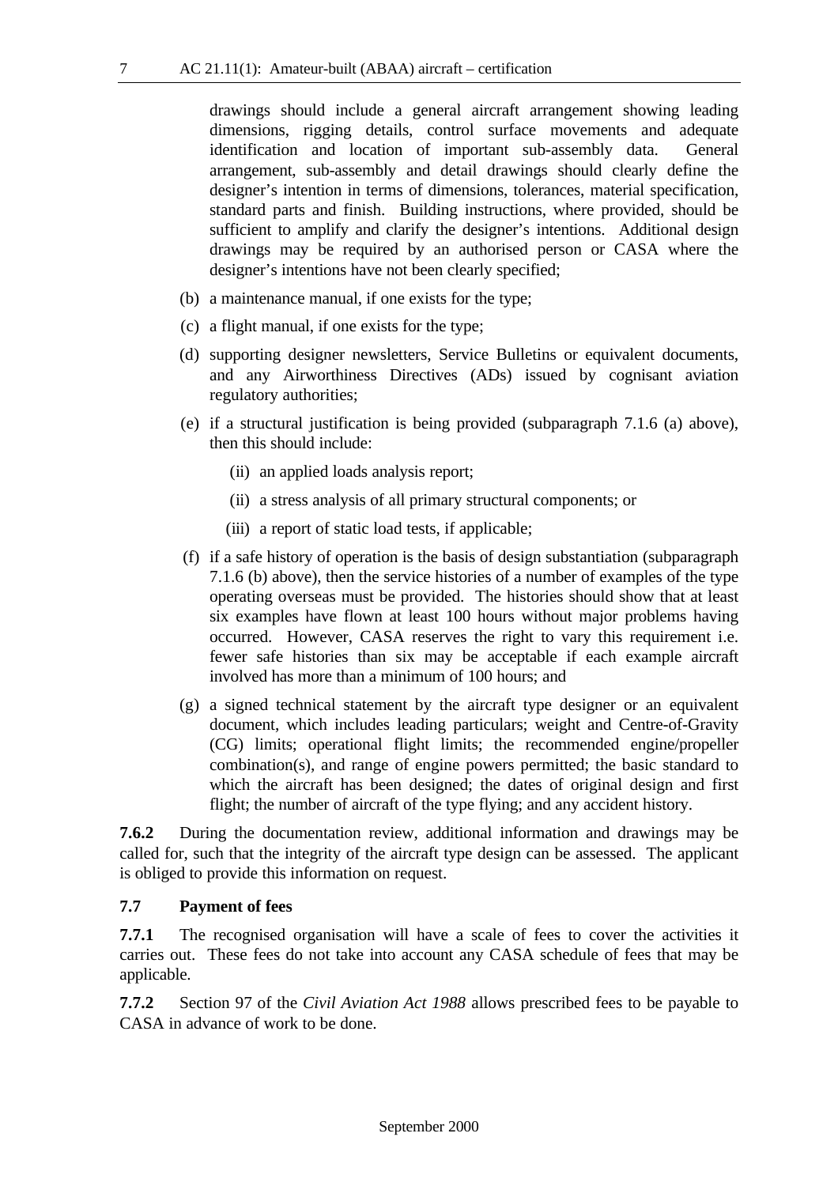drawings should include a general aircraft arrangement showing leading dimensions, rigging details, control surface movements and adequate identification and location of important sub-assembly data. General arrangement, sub-assembly and detail drawings should clearly define the designer's intention in terms of dimensions, tolerances, material specification, standard parts and finish. Building instructions, where provided, should be sufficient to amplify and clarify the designer's intentions. Additional design drawings may be required by an authorised person or CASA where the designer's intentions have not been clearly specified;

(b) a maintenance manual, if one exists for the type;

(c) a flight manual, if one exists for the type;

(d) supporting designer newsletters, Service Bulletins or equivalent documents, and any Airworthiness Directives (ADs) issued by cognisant aviation regulatory authorities;

(e) if a structural justification is being provided (subparagraph 7.1.6 (a) above), then this should include:

   (ii) an applied loads analysis report;

   (ii) a stress analysis of all primary structural components; or

   (iii) a report of static load tests, if applicable;

(f) if a safe history of operation is the basis of design substantiation (subparagraph 7.1.6 (b) above), then the service histories of a number of examples of the type operating overseas must be provided. The histories should show that at least six examples have flown at least 100 hours without major problems having occurred. However, CASA reserves the right to vary this requirement i.e. fewer safe histories than six may be acceptable if each example aircraft involved has more than a minimum of 100 hours; and

(g) a signed technical statement by the aircraft type designer or an equivalent document, which includes leading particulars; weight and Centre-of-Gravity (CG) limits; operational flight limits; the recommended engine/propeller combination(s), and range of engine powers permitted; the basic standard to which the aircraft has been designed; the dates of original design and first flight; the number of aircraft of the type flying; and any accident history.

**7.6.2** During the documentation review, additional information and drawings may be called for, such that the integrity of the aircraft type design can be assessed. The applicant is obliged to provide this information on request.

### 7.7 Payment of fees

**7.7.1** The recognised organisation will have a scale of fees to cover the activities it carries out. These fees do not take into account any CASA schedule of fees that may be applicable.

**7.7.2** Section 97 of the *Civil Aviation Act 1988* allows prescribed fees to be payable to CASA in advance of work to be done.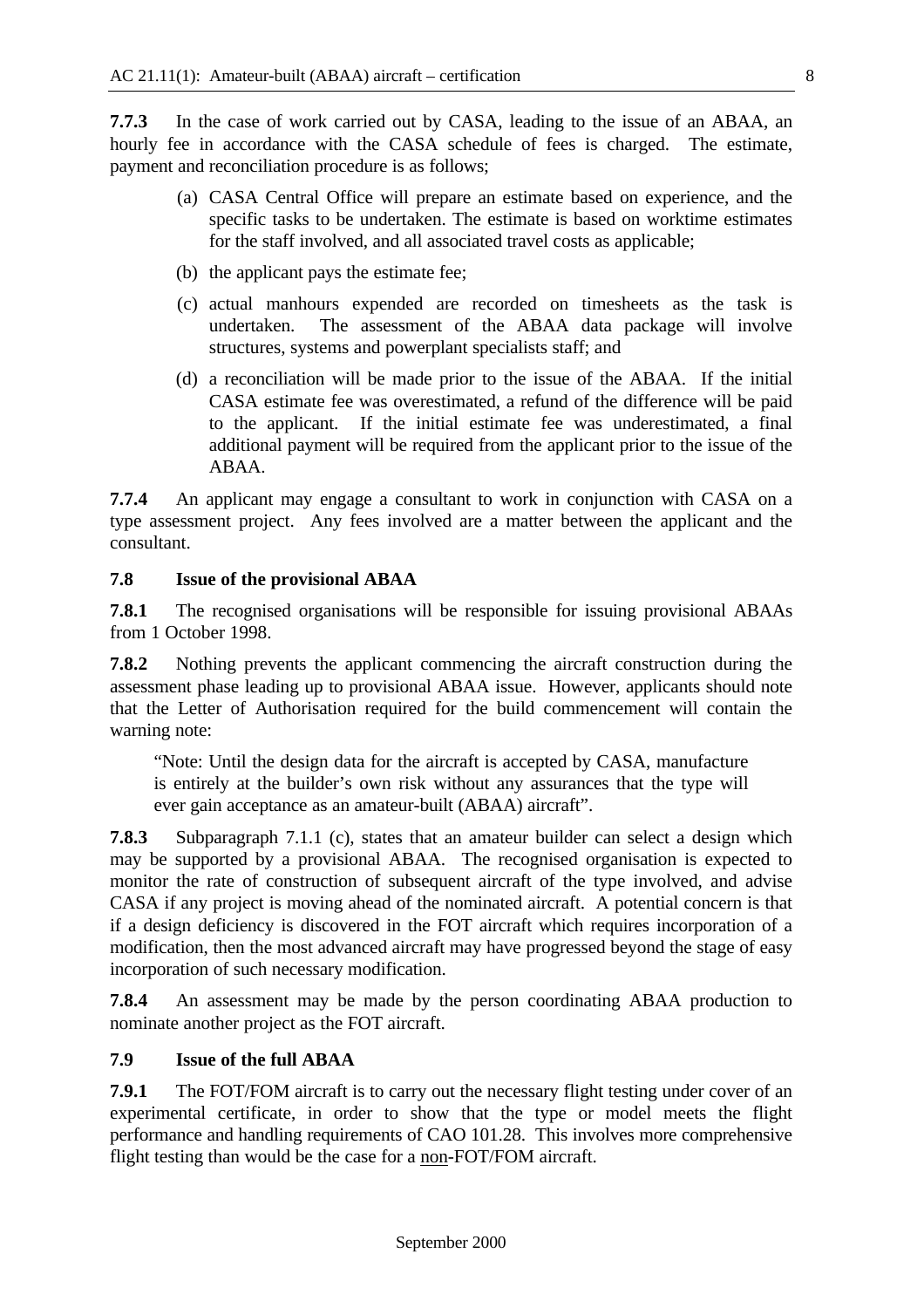**7.7.3** In the case of work carried out by CASA, leading to the issue of an ABAA, an hourly fee in accordance with the CASA schedule of fees is charged. The estimate, payment and reconciliation procedure is as follows;

(a) CASA Central Office will prepare an estimate based on experience, and the specific tasks to be undertaken. The estimate is based on worktime estimates for the staff involved, and all associated travel costs as applicable;

(b) the applicant pays the estimate fee;

(c) actual manhours expended are recorded on timesheets as the task is undertaken. The assessment of the ABAA data package will involve structures, systems and powerplant specialists staff; and

(d) a reconciliation will be made prior to the issue of the ABAA. If the initial CASA estimate fee was overestimated, a refund of the difference will be paid to the applicant. If the initial estimate fee was underestimated, a final additional payment will be required from the applicant prior to the issue of the ABAA.

**7.7.4** An applicant may engage a consultant to work in conjunction with CASA on a type assessment project. Any fees involved are a matter between the applicant and the consultant.

### 7.8 Issue of the provisional ABAA

**7.8.1** The recognised organisations will be responsible for issuing provisional ABAAs from 1 October 1998.

**7.8.2** Nothing prevents the applicant commencing the aircraft construction during the assessment phase leading up to provisional ABAA issue. However, applicants should note that the Letter of Authorisation required for the build commencement will contain the warning note:

> "Note: Until the design data for the aircraft is accepted by CASA, manufacture is entirely at the builder's own risk without any assurances that the type will ever gain acceptance as an amateur-built (ABAA) aircraft".

**7.8.3** Subparagraph 7.1.1 (c), states that an amateur builder can select a design which may be supported by a provisional ABAA. The recognised organisation is expected to monitor the rate of construction of subsequent aircraft of the type involved, and advise CASA if any project is moving ahead of the nominated aircraft. A potential concern is that if a design deficiency is discovered in the FOT aircraft which requires incorporation of a modification, then the most advanced aircraft may have progressed beyond the stage of easy incorporation of such necessary modification.

**7.8.4** An assessment may be made by the person coordinating ABAA production to nominate another project as the FOT aircraft.

### 7.9 Issue of the full ABAA

**7.9.1** The FOT/FOM aircraft is to carry out the necessary flight testing under cover of an experimental certificate, in order to show that the type or model meets the flight performance and handling requirements of CAO 101.28. This involves more comprehensive flight testing than would be the case for a <u>non</u>-FOT/FOM aircraft.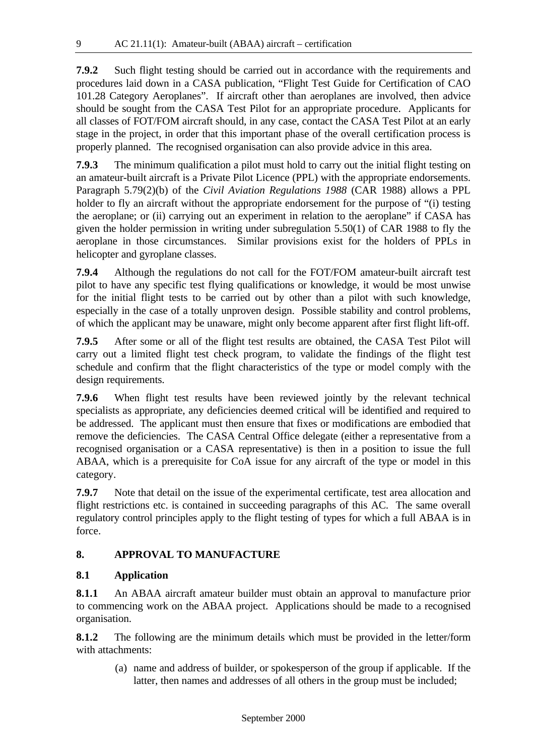**7.9.2** Such flight testing should be carried out in accordance with the requirements and procedures laid down in a CASA publication, "Flight Test Guide for Certification of CAO 101.28 Category Aeroplanes". If aircraft other than aeroplanes are involved, then advice should be sought from the CASA Test Pilot for an appropriate procedure. Applicants for all classes of FOT/FOM aircraft should, in any case, contact the CASA Test Pilot at an early stage in the project, in order that this important phase of the overall certification process is properly planned. The recognised organisation can also provide advice in this area.

**7.9.3** The minimum qualification a pilot must hold to carry out the initial flight testing on an amateur-built aircraft is a Private Pilot Licence (PPL) with the appropriate endorsements. Paragraph 5.79(2)(b) of the *Civil Aviation Regulations 1988* (CAR 1988) allows a PPL holder to fly an aircraft without the appropriate endorsement for the purpose of "(i) testing the aeroplane; or (ii) carrying out an experiment in relation to the aeroplane" if CASA has given the holder permission in writing under subregulation 5.50(1) of CAR 1988 to fly the aeroplane in those circumstances. Similar provisions exist for the holders of PPLs in helicopter and gyroplane classes.

**7.9.4** Although the regulations do not call for the FOT/FOM amateur-built aircraft test pilot to have any specific test flying qualifications or knowledge, it would be most unwise for the initial flight tests to be carried out by other than a pilot with such knowledge, especially in the case of a totally unproven design. Possible stability and control problems, of which the applicant may be unaware, might only become apparent after first flight lift-off.

**7.9.5** After some or all of the flight test results are obtained, the CASA Test Pilot will carry out a limited flight test check program, to validate the findings of the flight test schedule and confirm that the flight characteristics of the type or model comply with the design requirements.

**7.9.6** When flight test results have been reviewed jointly by the relevant technical specialists as appropriate, any deficiencies deemed critical will be identified and required to be addressed. The applicant must then ensure that fixes or modifications are embodied that remove the deficiencies. The CASA Central Office delegate (either a representative from a recognised organisation or a CASA representative) is then in a position to issue the full ABAA, which is a prerequisite for CoA issue for any aircraft of the type or model in this category.

**7.9.7** Note that detail on the issue of the experimental certificate, test area allocation and flight restrictions etc. is contained in succeeding paragraphs of this AC. The same overall regulatory control principles apply to the flight testing of types for which a full ABAA is in force.

## 8. APPROVAL TO MANUFACTURE

### 8.1 Application

**8.1.1** An ABAA aircraft amateur builder must obtain an approval to manufacture prior to commencing work on the ABAA project. Applications should be made to a recognised organisation.

**8.1.2** The following are the minimum details which must be provided in the letter/form with attachments:

(a) name and address of builder, or spokesperson of the group if applicable. If the latter, then names and addresses of all others in the group must be included;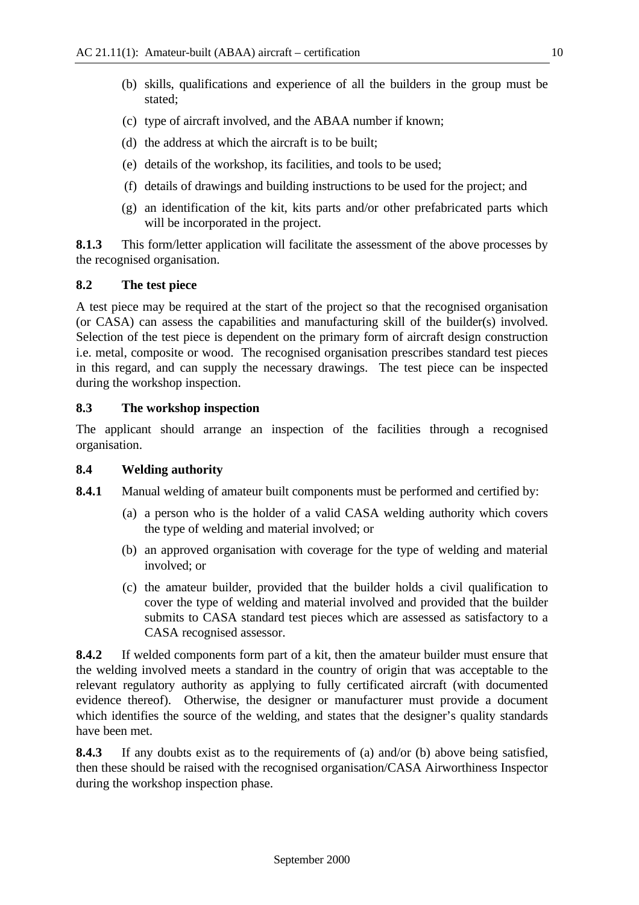(b) skills, qualifications and experience of all the builders in the group must be stated;

(c) type of aircraft involved, and the ABAA number if known;

(d) the address at which the aircraft is to be built;

(e) details of the workshop, its facilities, and tools to be used;

(f) details of drawings and building instructions to be used for the project; and

(g) an identification of the kit, kits parts and/or other prefabricated parts which will be incorporated in the project.

**8.1.3** This form/letter application will facilitate the assessment of the above processes by the recognised organisation.

### 8.2 The test piece

A test piece may be required at the start of the project so that the recognised organisation (or CASA) can assess the capabilities and manufacturing skill of the builder(s) involved. Selection of the test piece is dependent on the primary form of aircraft design construction i.e. metal, composite or wood. The recognised organisation prescribes standard test pieces in this regard, and can supply the necessary drawings. The test piece can be inspected during the workshop inspection.

### 8.3 The workshop inspection

The applicant should arrange an inspection of the facilities through a recognised organisation.

### 8.4 Welding authority

**8.4.1** Manual welding of amateur built components must be performed and certified by:

(a) a person who is the holder of a valid CASA welding authority which covers the type of welding and material involved; or

(b) an approved organisation with coverage for the type of welding and material involved; or

(c) the amateur builder, provided that the builder holds a civil qualification to cover the type of welding and material involved and provided that the builder submits to CASA standard test pieces which are assessed as satisfactory to a CASA recognised assessor.

**8.4.2** If welded components form part of a kit, then the amateur builder must ensure that the welding involved meets a standard in the country of origin that was acceptable to the relevant regulatory authority as applying to fully certificated aircraft (with documented evidence thereof). Otherwise, the designer or manufacturer must provide a document which identifies the source of the welding, and states that the designer's quality standards have been met.

**8.4.3** If any doubts exist as to the requirements of (a) and/or (b) above being satisfied, then these should be raised with the recognised organisation/CASA Airworthiness Inspector during the workshop inspection phase.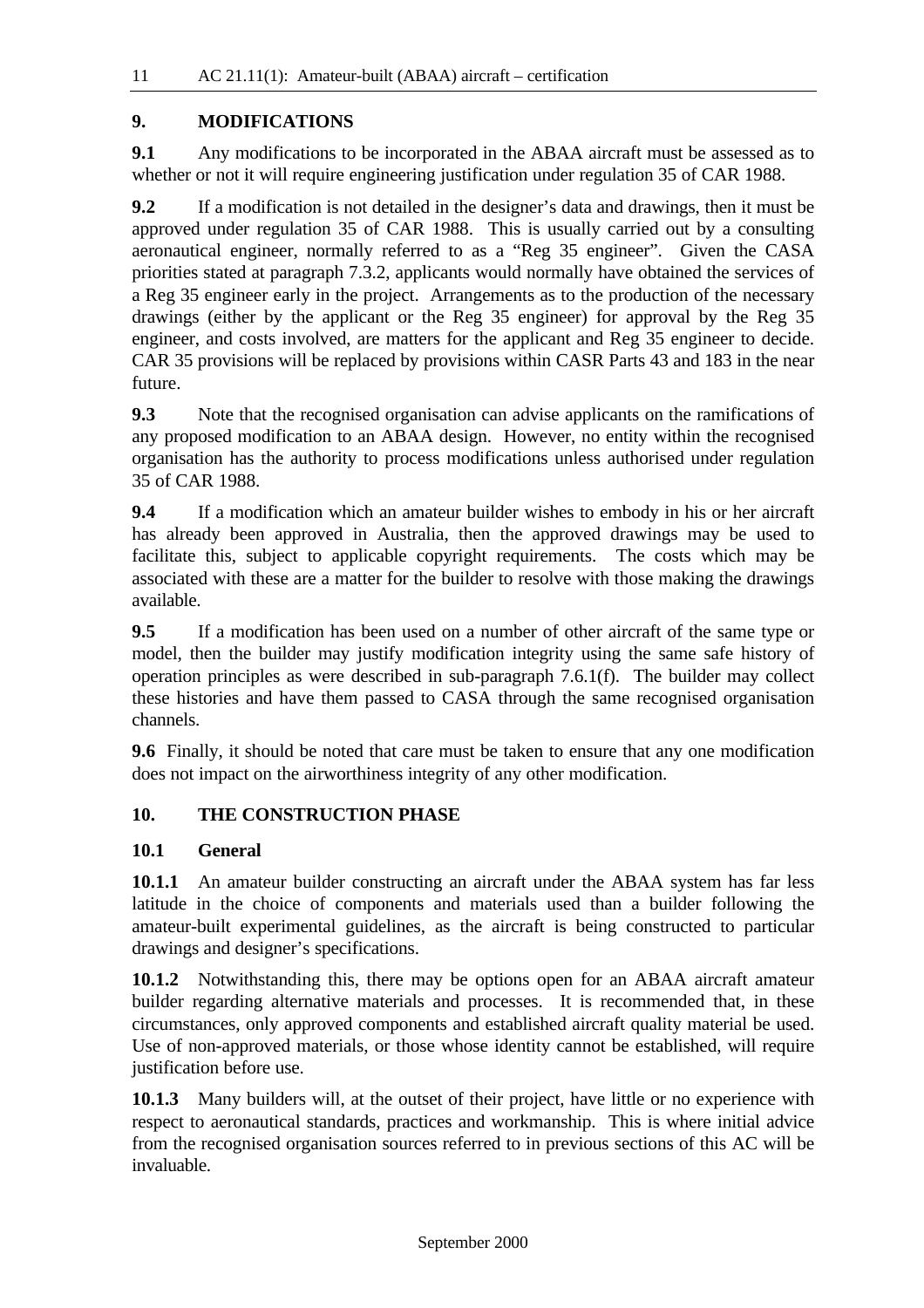## 9. MODIFICATIONS

**9.1** Any modifications to be incorporated in the ABAA aircraft must be assessed as to whether or not it will require engineering justification under regulation 35 of CAR 1988.

**9.2** If a modification is not detailed in the designer's data and drawings, then it must be approved under regulation 35 of CAR 1988. This is usually carried out by a consulting aeronautical engineer, normally referred to as a "Reg 35 engineer". Given the CASA priorities stated at paragraph 7.3.2, applicants would normally have obtained the services of a Reg 35 engineer early in the project. Arrangements as to the production of the necessary drawings (either by the applicant or the Reg 35 engineer) for approval by the Reg 35 engineer, and costs involved, are matters for the applicant and Reg 35 engineer to decide. CAR 35 provisions will be replaced by provisions within CASR Parts 43 and 183 in the near future.

**9.3** Note that the recognised organisation can advise applicants on the ramifications of any proposed modification to an ABAA design. However, no entity within the recognised organisation has the authority to process modifications unless authorised under regulation 35 of CAR 1988.

**9.4** If a modification which an amateur builder wishes to embody in his or her aircraft has already been approved in Australia, then the approved drawings may be used to facilitate this, subject to applicable copyright requirements. The costs which may be associated with these are a matter for the builder to resolve with those making the drawings available.

**9.5** If a modification has been used on a number of other aircraft of the same type or model, then the builder may justify modification integrity using the same safe history of operation principles as were described in sub-paragraph 7.6.1(f). The builder may collect these histories and have them passed to CASA through the same recognised organisation channels.

**9.6** Finally, it should be noted that care must be taken to ensure that any one modification does not impact on the airworthiness integrity of any other modification.

## 10. THE CONSTRUCTION PHASE

### 10.1 General

**10.1.1** An amateur builder constructing an aircraft under the ABAA system has far less latitude in the choice of components and materials used than a builder following the amateur-built experimental guidelines, as the aircraft is being constructed to particular drawings and designer's specifications.

**10.1.2** Notwithstanding this, there may be options open for an ABAA aircraft amateur builder regarding alternative materials and processes. It is recommended that, in these circumstances, only approved components and established aircraft quality material be used. Use of non-approved materials, or those whose identity cannot be established, will require justification before use.

**10.1.3** Many builders will, at the outset of their project, have little or no experience with respect to aeronautical standards, practices and workmanship. This is where initial advice from the recognised organisation sources referred to in previous sections of this AC will be invaluable.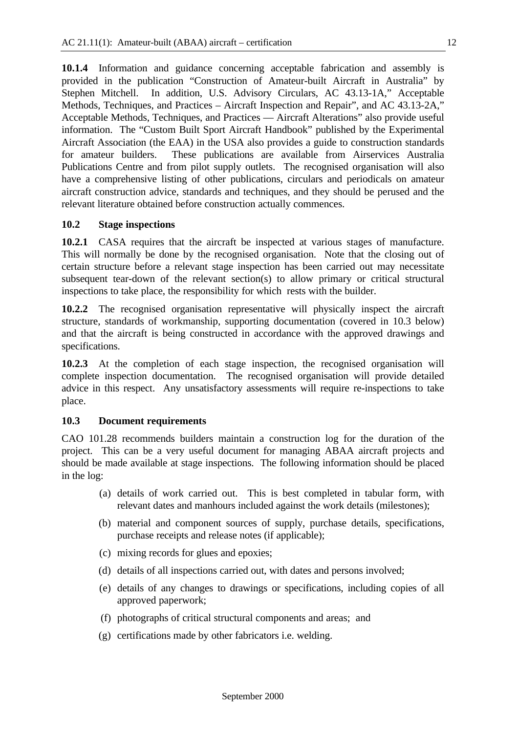**10.1.4** Information and guidance concerning acceptable fabrication and assembly is provided in the publication "Construction of Amateur-built Aircraft in Australia" by Stephen Mitchell. In addition, U.S. Advisory Circulars, AC 43.13-1A," Acceptable Methods, Techniques, and Practices – Aircraft Inspection and Repair", and AC 43.13-2A," Acceptable Methods, Techniques, and Practices — Aircraft Alterations" also provide useful information. The "Custom Built Sport Aircraft Handbook" published by the Experimental Aircraft Association (the EAA) in the USA also provides a guide to construction standards for amateur builders. These publications are available from Airservices Australia Publications Centre and from pilot supply outlets. The recognised organisation will also have a comprehensive listing of other publications, circulars and periodicals on amateur aircraft construction advice, standards and techniques, and they should be perused and the relevant literature obtained before construction actually commences.

### 10.2 Stage inspections

**10.2.1** CASA requires that the aircraft be inspected at various stages of manufacture. This will normally be done by the recognised organisation. Note that the closing out of certain structure before a relevant stage inspection has been carried out may necessitate subsequent tear-down of the relevant section(s) to allow primary or critical structural inspections to take place, the responsibility for which rests with the builder.

**10.2.2** The recognised organisation representative will physically inspect the aircraft structure, standards of workmanship, supporting documentation (covered in 10.3 below) and that the aircraft is being constructed in accordance with the approved drawings and specifications.

**10.2.3** At the completion of each stage inspection, the recognised organisation will complete inspection documentation. The recognised organisation will provide detailed advice in this respect. Any unsatisfactory assessments will require re-inspections to take place.

### 10.3 Document requirements

CAO 101.28 recommends builders maintain a construction log for the duration of the project. This can be a very useful document for managing ABAA aircraft projects and should be made available at stage inspections. The following information should be placed in the log:

(a) details of work carried out. This is best completed in tabular form, with relevant dates and manhours included against the work details (milestones);

(b) material and component sources of supply, purchase details, specifications, purchase receipts and release notes (if applicable);

(c) mixing records for glues and epoxies;

(d) details of all inspections carried out, with dates and persons involved;

(e) details of any changes to drawings or specifications, including copies of all approved paperwork;

(f) photographs of critical structural components and areas; and

(g) certifications made by other fabricators i.e. welding.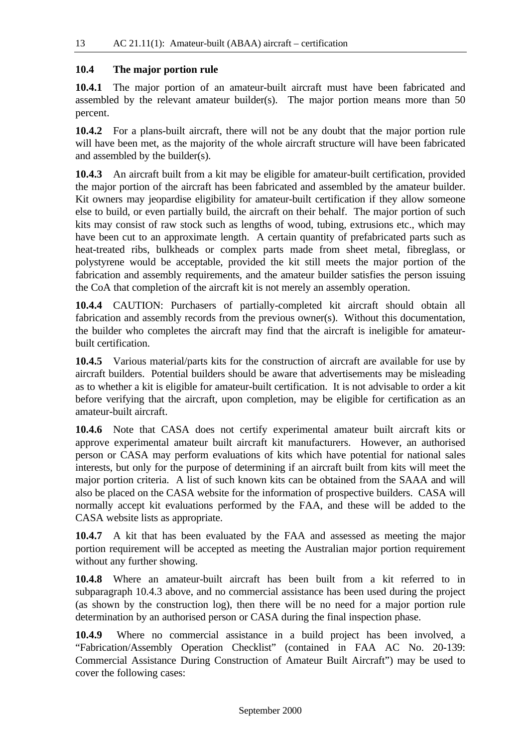## 10.4 The major portion rule

**10.4.1** The major portion of an amateur-built aircraft must have been fabricated and assembled by the relevant amateur builder(s). The major portion means more than 50 percent.

**10.4.2** For a plans-built aircraft, there will not be any doubt that the major portion rule will have been met, as the majority of the whole aircraft structure will have been fabricated and assembled by the builder(s).

**10.4.3** An aircraft built from a kit may be eligible for amateur-built certification, provided the major portion of the aircraft has been fabricated and assembled by the amateur builder. Kit owners may jeopardise eligibility for amateur-built certification if they allow someone else to build, or even partially build, the aircraft on their behalf. The major portion of such kits may consist of raw stock such as lengths of wood, tubing, extrusions etc., which may have been cut to an approximate length. A certain quantity of prefabricated parts such as heat-treated ribs, bulkheads or complex parts made from sheet metal, fibreglass, or polystyrene would be acceptable, provided the kit still meets the major portion of the fabrication and assembly requirements, and the amateur builder satisfies the person issuing the CoA that completion of the aircraft kit is not merely an assembly operation.

**10.4.4** CAUTION: Purchasers of partially-completed kit aircraft should obtain all fabrication and assembly records from the previous owner(s). Without this documentation, the builder who completes the aircraft may find that the aircraft is ineligible for amateur-built certification.

**10.4.5** Various material/parts kits for the construction of aircraft are available for use by aircraft builders. Potential builders should be aware that advertisements may be misleading as to whether a kit is eligible for amateur-built certification. It is not advisable to order a kit before verifying that the aircraft, upon completion, may be eligible for certification as an amateur-built aircraft.

**10.4.6** Note that CASA does not certify experimental amateur built aircraft kits or approve experimental amateur built aircraft kit manufacturers. However, an authorised person or CASA may perform evaluations of kits which have potential for national sales interests, but only for the purpose of determining if an aircraft built from kits will meet the major portion criteria. A list of such known kits can be obtained from the SAAA and will also be placed on the CASA website for the information of prospective builders. CASA will normally accept kit evaluations performed by the FAA, and these will be added to the CASA website lists as appropriate.

**10.4.7** A kit that has been evaluated by the FAA and assessed as meeting the major portion requirement will be accepted as meeting the Australian major portion requirement without any further showing.

**10.4.8** Where an amateur-built aircraft has been built from a kit referred to in subparagraph 10.4.3 above, and no commercial assistance has been used during the project (as shown by the construction log), then there will be no need for a major portion rule determination by an authorised person or CASA during the final inspection phase.

**10.4.9** Where no commercial assistance in a build project has been involved, a "Fabrication/Assembly Operation Checklist" (contained in FAA AC No. 20-139: Commercial Assistance During Construction of Amateur Built Aircraft") may be used to cover the following cases: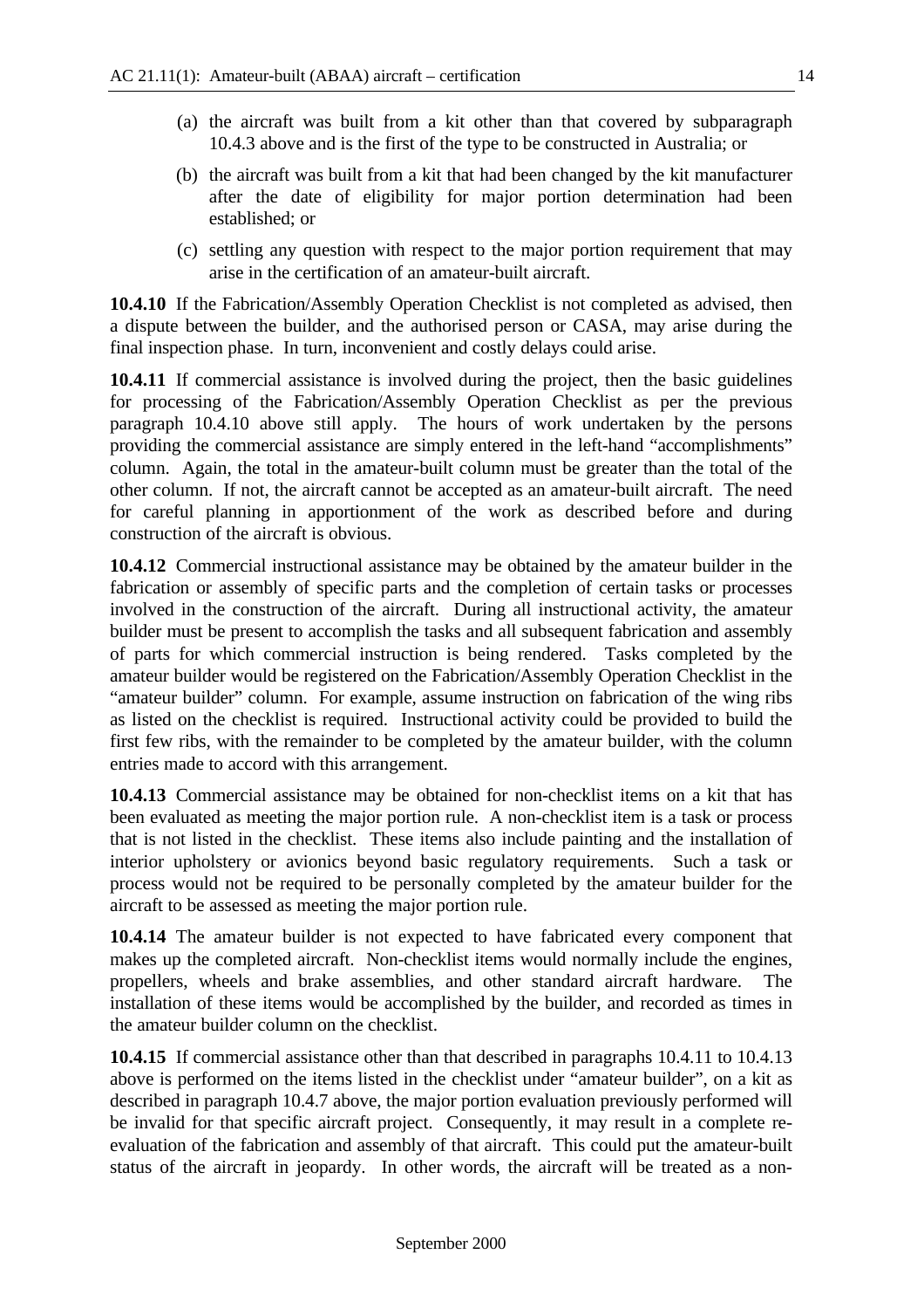(a) the aircraft was built from a kit other than that covered by subparagraph 10.4.3 above and is the first of the type to be constructed in Australia; or

(b) the aircraft was built from a kit that had been changed by the kit manufacturer after the date of eligibility for major portion determination had been established; or

(c) settling any question with respect to the major portion requirement that may arise in the certification of an amateur-built aircraft.

**10.4.10** If the Fabrication/Assembly Operation Checklist is not completed as advised, then a dispute between the builder, and the authorised person or CASA, may arise during the final inspection phase. In turn, inconvenient and costly delays could arise.

**10.4.11** If commercial assistance is involved during the project, then the basic guidelines for processing of the Fabrication/Assembly Operation Checklist as per the previous paragraph 10.4.10 above still apply. The hours of work undertaken by the persons providing the commercial assistance are simply entered in the left-hand "accomplishments" column. Again, the total in the amateur-built column must be greater than the total of the other column. If not, the aircraft cannot be accepted as an amateur-built aircraft. The need for careful planning in apportionment of the work as described before and during construction of the aircraft is obvious.

**10.4.12** Commercial instructional assistance may be obtained by the amateur builder in the fabrication or assembly of specific parts and the completion of certain tasks or processes involved in the construction of the aircraft. During all instructional activity, the amateur builder must be present to accomplish the tasks and all subsequent fabrication and assembly of parts for which commercial instruction is being rendered. Tasks completed by the amateur builder would be registered on the Fabrication/Assembly Operation Checklist in the "amateur builder" column. For example, assume instruction on fabrication of the wing ribs as listed on the checklist is required. Instructional activity could be provided to build the first few ribs, with the remainder to be completed by the amateur builder, with the column entries made to accord with this arrangement.

**10.4.13** Commercial assistance may be obtained for non-checklist items on a kit that has been evaluated as meeting the major portion rule. A non-checklist item is a task or process that is not listed in the checklist. These items also include painting and the installation of interior upholstery or avionics beyond basic regulatory requirements. Such a task or process would not be required to be personally completed by the amateur builder for the aircraft to be assessed as meeting the major portion rule.

**10.4.14** The amateur builder is not expected to have fabricated every component that makes up the completed aircraft. Non-checklist items would normally include the engines, propellers, wheels and brake assemblies, and other standard aircraft hardware. The installation of these items would be accomplished by the builder, and recorded as times in the amateur builder column on the checklist.

**10.4.15** If commercial assistance other than that described in paragraphs 10.4.11 to 10.4.13 above is performed on the items listed in the checklist under "amateur builder", on a kit as described in paragraph 10.4.7 above, the major portion evaluation previously performed will be invalid for that specific aircraft project. Consequently, it may result in a complete re-evaluation of the fabrication and assembly of that aircraft. This could put the amateur-built status of the aircraft in jeopardy. In other words, the aircraft will be treated as a non-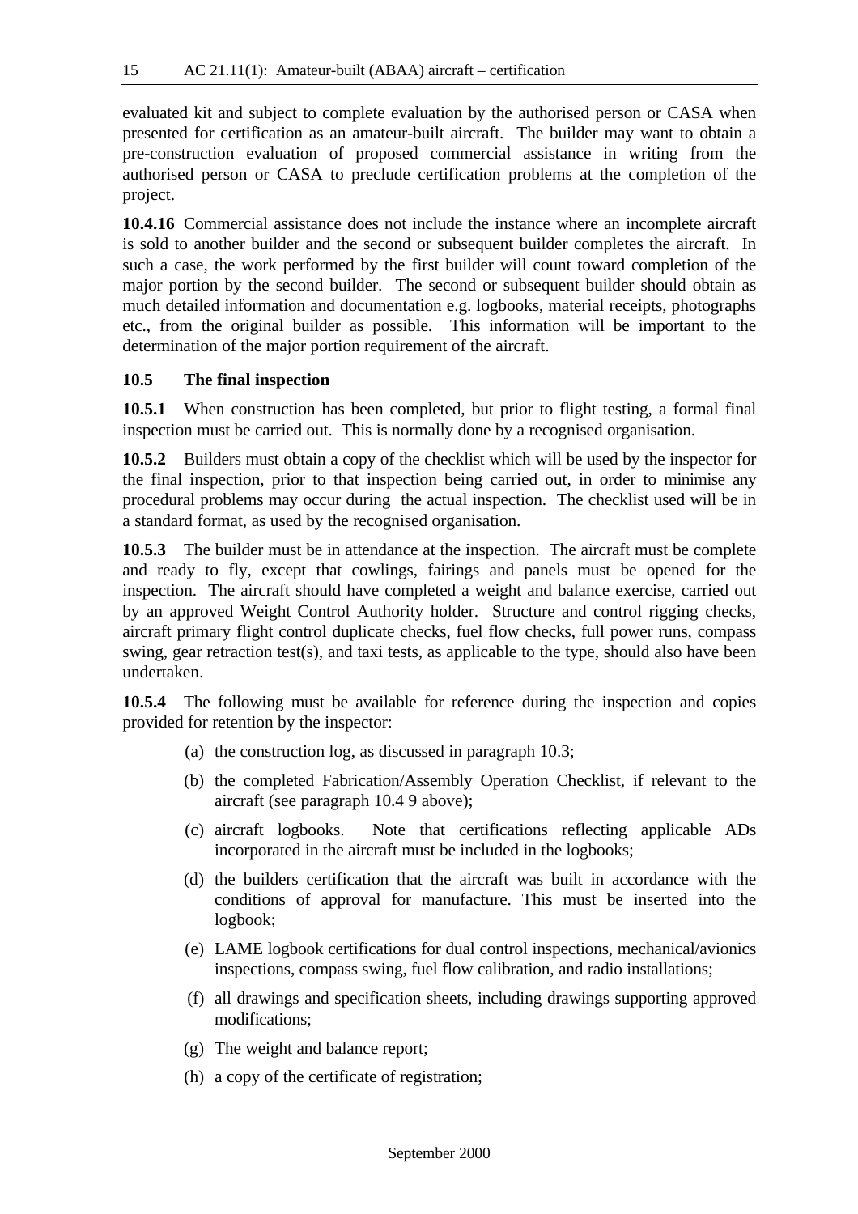evaluated kit and subject to complete evaluation by the authorised person or CASA when presented for certification as an amateur-built aircraft. The builder may want to obtain a pre-construction evaluation of proposed commercial assistance in writing from the authorised person or CASA to preclude certification problems at the completion of the project.

**10.4.16** Commercial assistance does not include the instance where an incomplete aircraft is sold to another builder and the second or subsequent builder completes the aircraft. In such a case, the work performed by the first builder will count toward completion of the major portion by the second builder. The second or subsequent builder should obtain as much detailed information and documentation e.g. logbooks, material receipts, photographs etc., from the original builder as possible. This information will be important to the determination of the major portion requirement of the aircraft.

### 10.5 The final inspection

**10.5.1** When construction has been completed, but prior to flight testing, a formal final inspection must be carried out. This is normally done by a recognised organisation.

**10.5.2** Builders must obtain a copy of the checklist which will be used by the inspector for the final inspection, prior to that inspection being carried out, in order to minimise any procedural problems may occur during the actual inspection. The checklist used will be in a standard format, as used by the recognised organisation.

**10.5.3** The builder must be in attendance at the inspection. The aircraft must be complete and ready to fly, except that cowlings, fairings and panels must be opened for the inspection. The aircraft should have completed a weight and balance exercise, carried out by an approved Weight Control Authority holder. Structure and control rigging checks, aircraft primary flight control duplicate checks, fuel flow checks, full power runs, compass swing, gear retraction test(s), and taxi tests, as applicable to the type, should also have been undertaken.

**10.5.4** The following must be available for reference during the inspection and copies provided for retention by the inspector:

(a) the construction log, as discussed in paragraph 10.3;

(b) the completed Fabrication/Assembly Operation Checklist, if relevant to the aircraft (see paragraph 10.4 9 above);

(c) aircraft logbooks. Note that certifications reflecting applicable ADs incorporated in the aircraft must be included in the logbooks;

(d) the builders certification that the aircraft was built in accordance with the conditions of approval for manufacture. This must be inserted into the logbook;

(e) LAME logbook certifications for dual control inspections, mechanical/avionics inspections, compass swing, fuel flow calibration, and radio installations;

(f) all drawings and specification sheets, including drawings supporting approved modifications;

(g) The weight and balance report;

(h) a copy of the certificate of registration;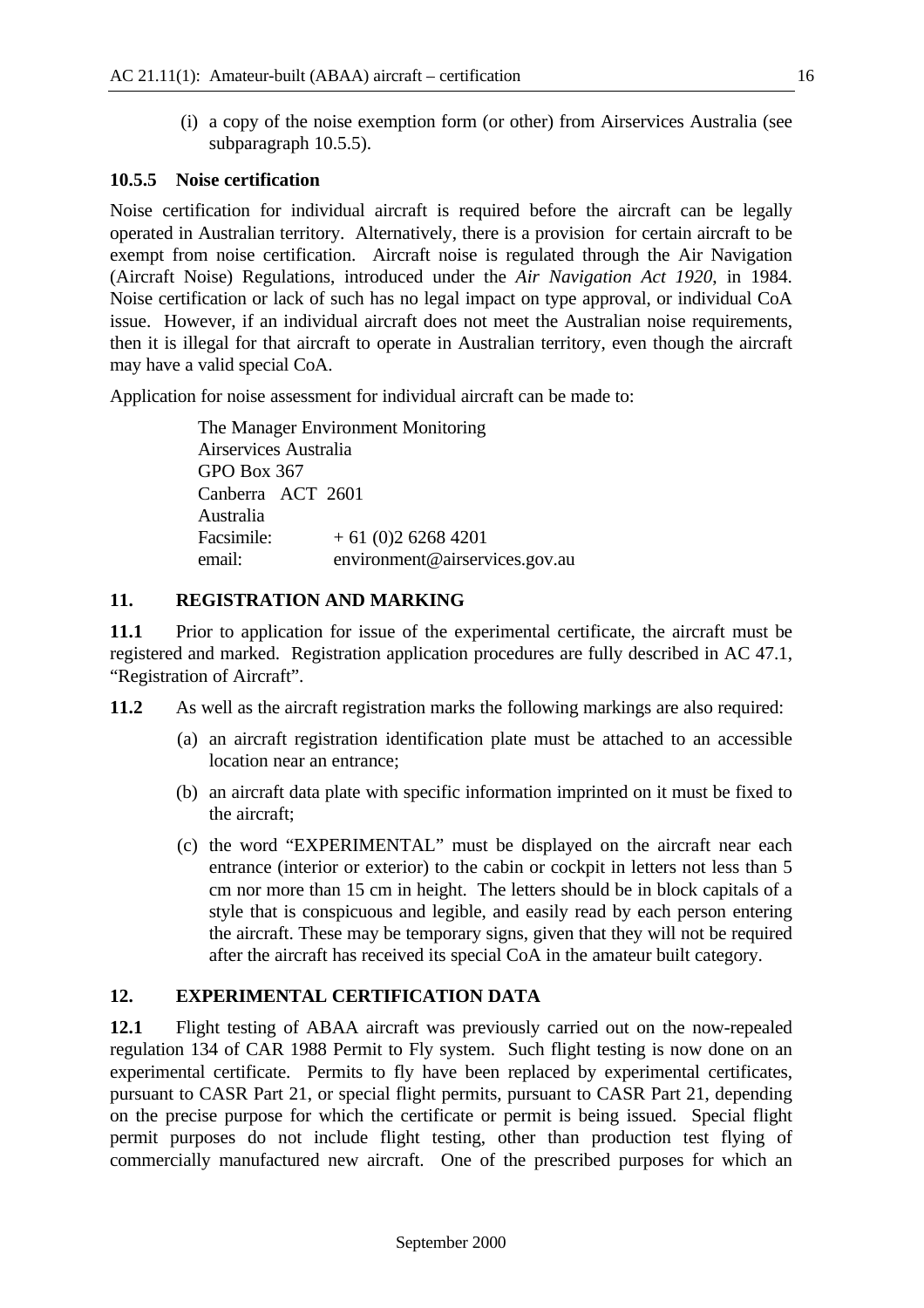(i) a copy of the noise exemption form (or other) from Airservices Australia (see subparagraph 10.5.5).

### 10.5.5 Noise certification

Noise certification for individual aircraft is required before the aircraft can be legally operated in Australian territory. Alternatively, there is a provision for certain aircraft to be exempt from noise certification. Aircraft noise is regulated through the Air Navigation (Aircraft Noise) Regulations, introduced under the *Air Navigation Act 1920*, in 1984. Noise certification or lack of such has no legal impact on type approval, or individual CoA issue. However, if an individual aircraft does not meet the Australian noise requirements, then it is illegal for that aircraft to operate in Australian territory, even though the aircraft may have a valid special CoA.

Application for noise assessment for individual aircraft can be made to:

The Manager Environment Monitoring
Airservices Australia
GPO Box 367
Canberra ACT 2601
Australia
Facsimile: + 61 (0)2 6268 4201
email: environment@airservices.gov.au

## 11. REGISTRATION AND MARKING

**11.1** Prior to application for issue of the experimental certificate, the aircraft must be registered and marked. Registration application procedures are fully described in AC 47.1, "Registration of Aircraft".

**11.2** As well as the aircraft registration marks the following markings are also required:

(a) an aircraft registration identification plate must be attached to an accessible location near an entrance;

(b) an aircraft data plate with specific information imprinted on it must be fixed to the aircraft;

(c) the word "EXPERIMENTAL" must be displayed on the aircraft near each entrance (interior or exterior) to the cabin or cockpit in letters not less than 5 cm nor more than 15 cm in height. The letters should be in block capitals of a style that is conspicuous and legible, and easily read by each person entering the aircraft. These may be temporary signs, given that they will not be required after the aircraft has received its special CoA in the amateur built category.

## 12. EXPERIMENTAL CERTIFICATION DATA

**12.1** Flight testing of ABAA aircraft was previously carried out on the now-repealed regulation 134 of CAR 1988 Permit to Fly system. Such flight testing is now done on an experimental certificate. Permits to fly have been replaced by experimental certificates, pursuant to CASR Part 21, or special flight permits, pursuant to CASR Part 21, depending on the precise purpose for which the certificate or permit is being issued. Special flight permit purposes do not include flight testing, other than production test flying of commercially manufactured new aircraft. One of the prescribed purposes for which an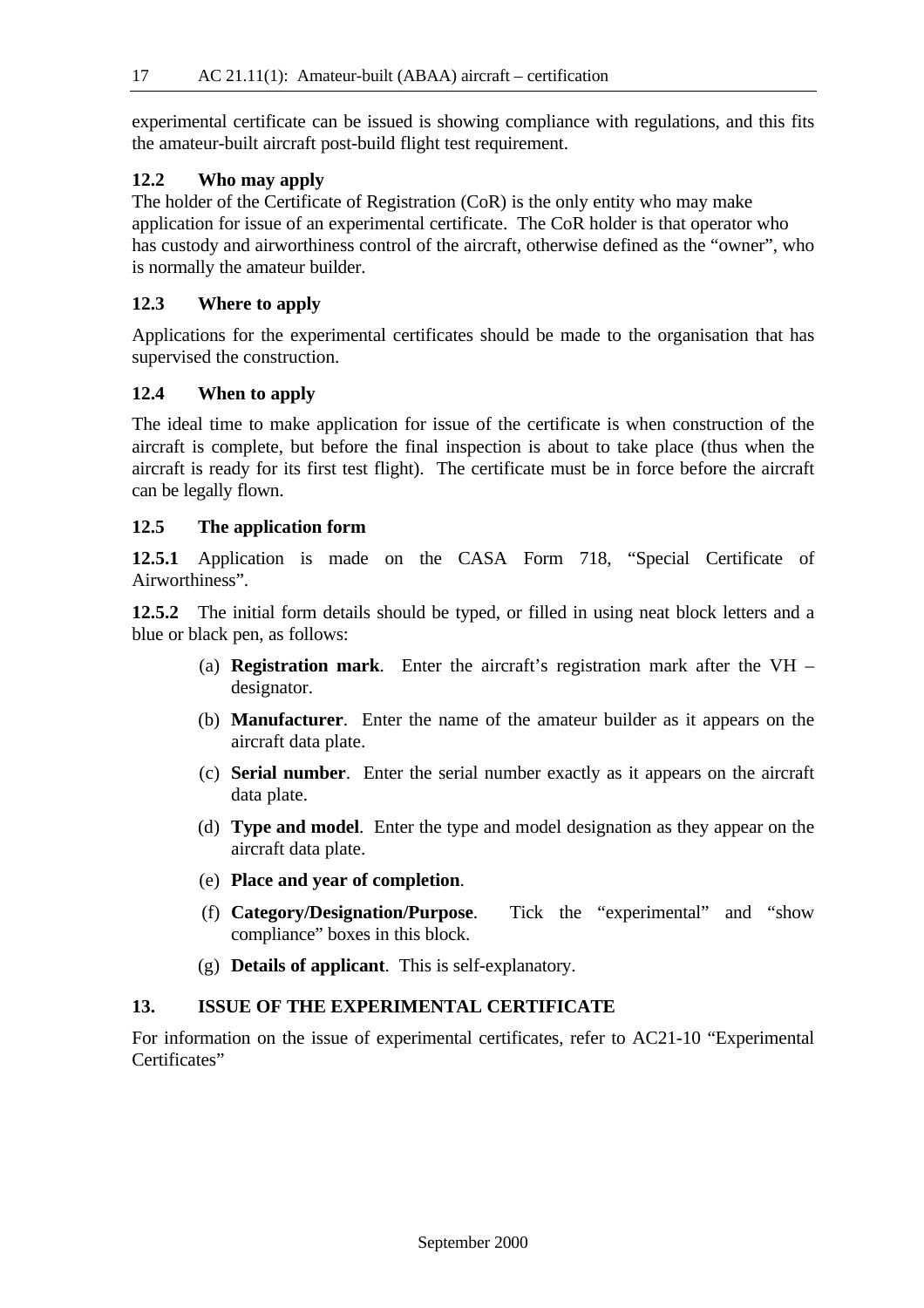experimental certificate can be issued is showing compliance with regulations, and this fits the amateur-built aircraft post-build flight test requirement.

### 12.2 Who may apply

The holder of the Certificate of Registration (CoR) is the only entity who may make application for issue of an experimental certificate. The CoR holder is that operator who has custody and airworthiness control of the aircraft, otherwise defined as the "owner", who is normally the amateur builder.

### 12.3 Where to apply

Applications for the experimental certificates should be made to the organisation that has supervised the construction.

### 12.4 When to apply

The ideal time to make application for issue of the certificate is when construction of the aircraft is complete, but before the final inspection is about to take place (thus when the aircraft is ready for its first test flight). The certificate must be in force before the aircraft can be legally flown.

### 12.5 The application form

**12.5.1** Application is made on the CASA Form 718, "Special Certificate of Airworthiness".

**12.5.2** The initial form details should be typed, or filled in using neat block letters and a blue or black pen, as follows:

(a) **Registration mark**. Enter the aircraft's registration mark after the VH – designator.

(b) **Manufacturer**. Enter the name of the amateur builder as it appears on the aircraft data plate.

(c) **Serial number**. Enter the serial number exactly as it appears on the aircraft data plate.

(d) **Type and model**. Enter the type and model designation as they appear on the aircraft data plate.

(e) **Place and year of completion**.

(f) **Category/Designation/Purpose**. Tick the "experimental" and "show compliance" boxes in this block.

(g) **Details of applicant**. This is self-explanatory.

## 13. ISSUE OF THE EXPERIMENTAL CERTIFICATE

For information on the issue of experimental certificates, refer to AC21-10 "Experimental Certificates"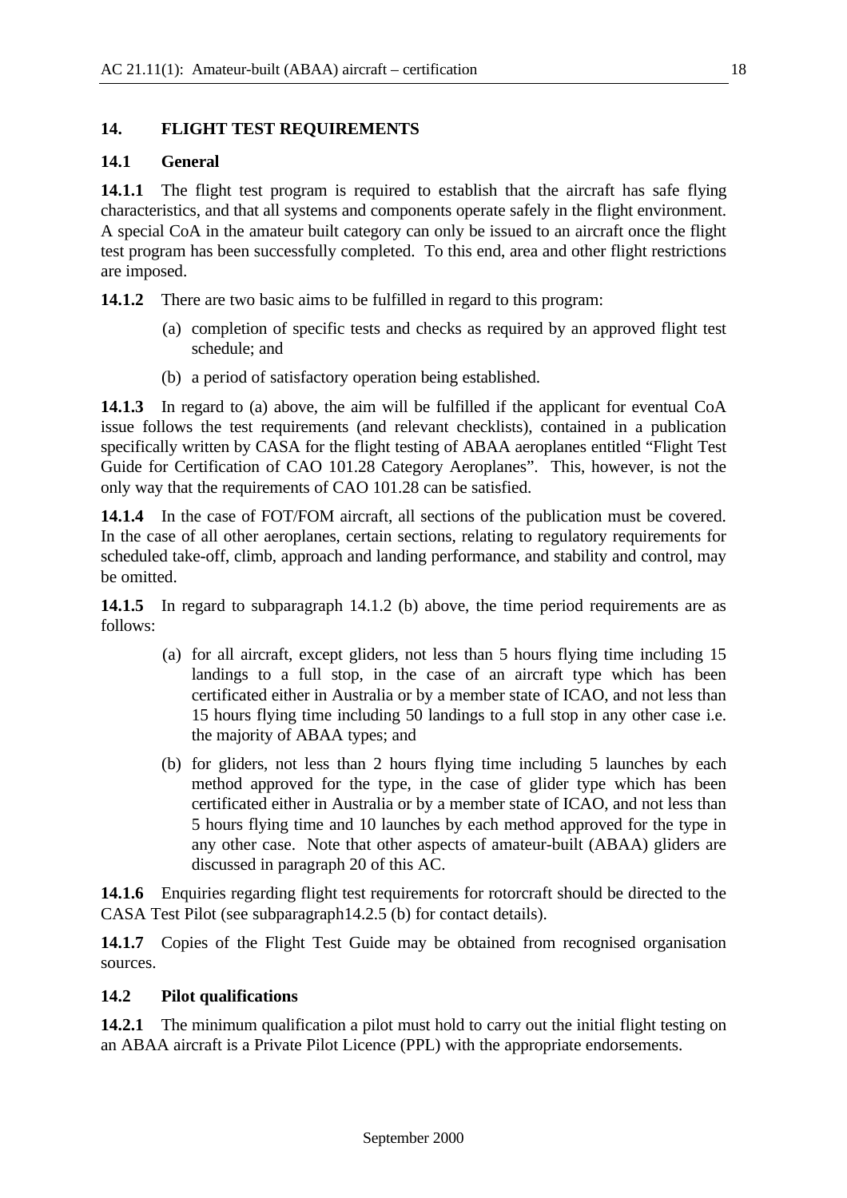## 14. FLIGHT TEST REQUIREMENTS

### 14.1 General

**14.1.1** The flight test program is required to establish that the aircraft has safe flying characteristics, and that all systems and components operate safely in the flight environment. A special CoA in the amateur built category can only be issued to an aircraft once the flight test program has been successfully completed. To this end, area and other flight restrictions are imposed.

**14.1.2** There are two basic aims to be fulfilled in regard to this program:

(a) completion of specific tests and checks as required by an approved flight test schedule; and

(b) a period of satisfactory operation being established.

**14.1.3** In regard to (a) above, the aim will be fulfilled if the applicant for eventual CoA issue follows the test requirements (and relevant checklists), contained in a publication specifically written by CASA for the flight testing of ABAA aeroplanes entitled "Flight Test Guide for Certification of CAO 101.28 Category Aeroplanes". This, however, is not the only way that the requirements of CAO 101.28 can be satisfied.

**14.1.4** In the case of FOT/FOM aircraft, all sections of the publication must be covered. In the case of all other aeroplanes, certain sections, relating to regulatory requirements for scheduled take-off, climb, approach and landing performance, and stability and control, may be omitted.

**14.1.5** In regard to subparagraph 14.1.2 (b) above, the time period requirements are as follows:

(a) for all aircraft, except gliders, not less than 5 hours flying time including 15 landings to a full stop, in the case of an aircraft type which has been certificated either in Australia or by a member state of ICAO, and not less than 15 hours flying time including 50 landings to a full stop in any other case i.e. the majority of ABAA types; and

(b) for gliders, not less than 2 hours flying time including 5 launches by each method approved for the type, in the case of glider type which has been certificated either in Australia or by a member state of ICAO, and not less than 5 hours flying time and 10 launches by each method approved for the type in any other case. Note that other aspects of amateur-built (ABAA) gliders are discussed in paragraph 20 of this AC.

**14.1.6** Enquiries regarding flight test requirements for rotorcraft should be directed to the CASA Test Pilot (see subparagraph14.2.5 (b) for contact details).

**14.1.7** Copies of the Flight Test Guide may be obtained from recognised organisation sources.

### 14.2 Pilot qualifications

**14.2.1** The minimum qualification a pilot must hold to carry out the initial flight testing on an ABAA aircraft is a Private Pilot Licence (PPL) with the appropriate endorsements.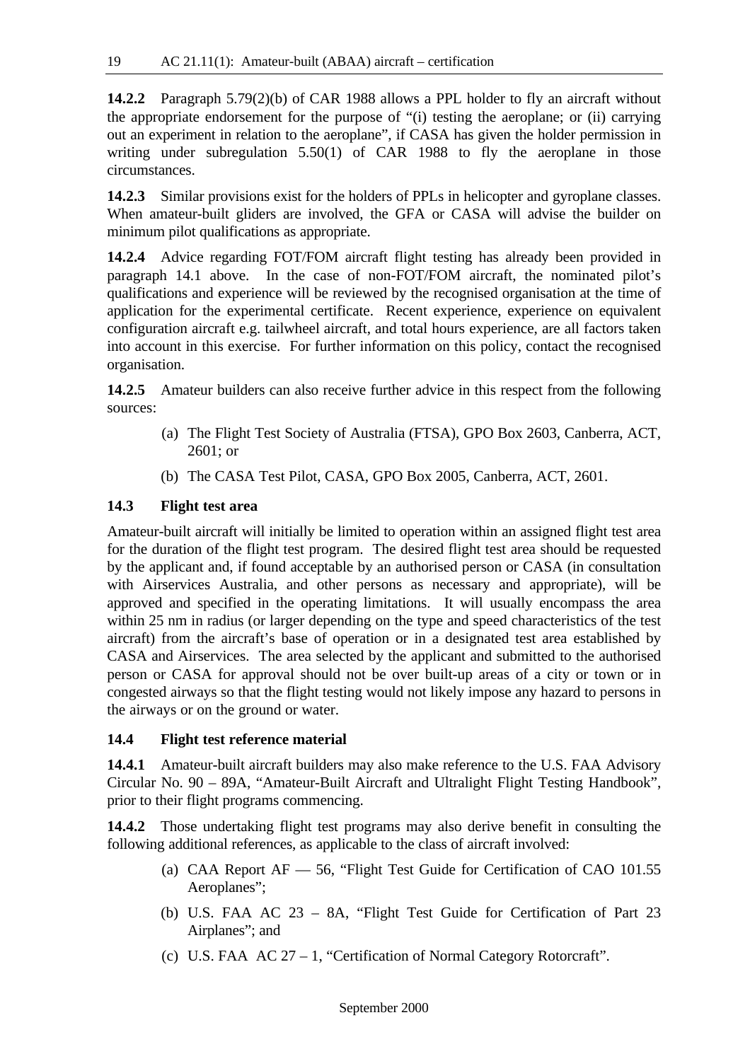**14.2.2** Paragraph 5.79(2)(b) of CAR 1988 allows a PPL holder to fly an aircraft without the appropriate endorsement for the purpose of "(i) testing the aeroplane; or (ii) carrying out an experiment in relation to the aeroplane", if CASA has given the holder permission in writing under subregulation 5.50(1) of CAR 1988 to fly the aeroplane in those circumstances.

**14.2.3** Similar provisions exist for the holders of PPLs in helicopter and gyroplane classes. When amateur-built gliders are involved, the GFA or CASA will advise the builder on minimum pilot qualifications as appropriate.

**14.2.4** Advice regarding FOT/FOM aircraft flight testing has already been provided in paragraph 14.1 above. In the case of non-FOT/FOM aircraft, the nominated pilot's qualifications and experience will be reviewed by the recognised organisation at the time of application for the experimental certificate. Recent experience, experience on equivalent configuration aircraft e.g. tailwheel aircraft, and total hours experience, are all factors taken into account in this exercise. For further information on this policy, contact the recognised organisation.

**14.2.5** Amateur builders can also receive further advice in this respect from the following sources:

(a) The Flight Test Society of Australia (FTSA), GPO Box 2603, Canberra, ACT, 2601; or

(b) The CASA Test Pilot, CASA, GPO Box 2005, Canberra, ACT, 2601.

### 14.3 Flight test area

Amateur-built aircraft will initially be limited to operation within an assigned flight test area for the duration of the flight test program. The desired flight test area should be requested by the applicant and, if found acceptable by an authorised person or CASA (in consultation with Airservices Australia, and other persons as necessary and appropriate), will be approved and specified in the operating limitations. It will usually encompass the area within 25 nm in radius (or larger depending on the type and speed characteristics of the test aircraft) from the aircraft's base of operation or in a designated test area established by CASA and Airservices. The area selected by the applicant and submitted to the authorised person or CASA for approval should not be over built-up areas of a city or town or in congested airways so that the flight testing would not likely impose any hazard to persons in the airways or on the ground or water.

### 14.4 Flight test reference material

**14.4.1** Amateur-built aircraft builders may also make reference to the U.S. FAA Advisory Circular No. 90 – 89A, "Amateur-Built Aircraft and Ultralight Flight Testing Handbook", prior to their flight programs commencing.

**14.4.2** Those undertaking flight test programs may also derive benefit in consulting the following additional references, as applicable to the class of aircraft involved:

(a) CAA Report AF — 56, "Flight Test Guide for Certification of CAO 101.55 Aeroplanes";

(b) U.S. FAA AC 23 – 8A, "Flight Test Guide for Certification of Part 23 Airplanes"; and

(c) U.S. FAA AC 27 – 1, "Certification of Normal Category Rotorcraft".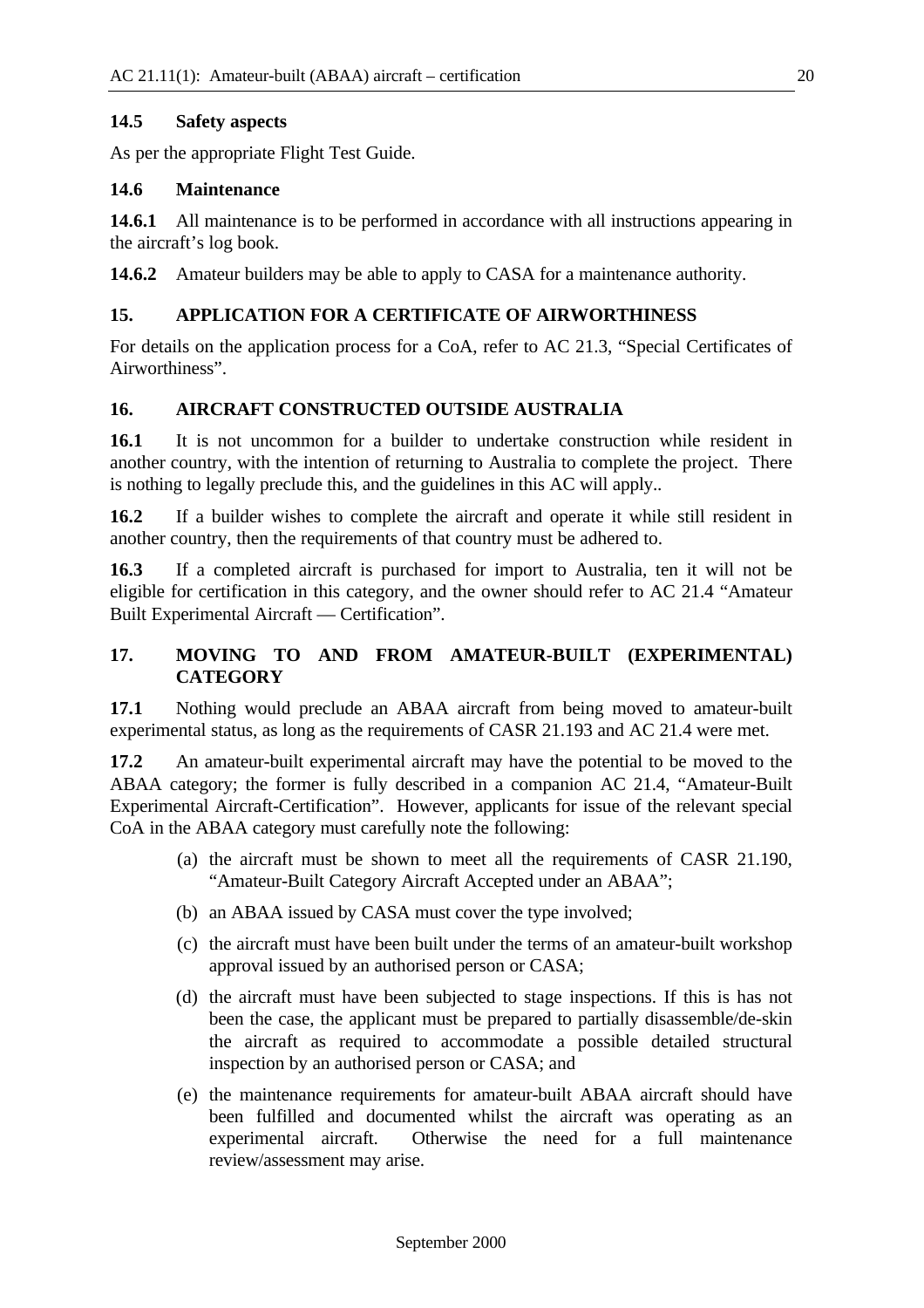### 14.5 Safety aspects

As per the appropriate Flight Test Guide.

### 14.6 Maintenance

**14.6.1** All maintenance is to be performed in accordance with all instructions appearing in the aircraft's log book.

**14.6.2** Amateur builders may be able to apply to CASA for a maintenance authority.

## 15. APPLICATION FOR A CERTIFICATE OF AIRWORTHINESS

For details on the application process for a CoA, refer to AC 21.3, "Special Certificates of Airworthiness".

## 16. AIRCRAFT CONSTRUCTED OUTSIDE AUSTRALIA

**16.1** It is not uncommon for a builder to undertake construction while resident in another country, with the intention of returning to Australia to complete the project. There is nothing to legally preclude this, and the guidelines in this AC will apply..

**16.2** If a builder wishes to complete the aircraft and operate it while still resident in another country, then the requirements of that country must be adhered to.

**16.3** If a completed aircraft is purchased for import to Australia, ten it will not be eligible for certification in this category, and the owner should refer to AC 21.4 "Amateur Built Experimental Aircraft — Certification".

## 17. MOVING TO AND FROM AMATEUR-BUILT (EXPERIMENTAL) CATEGORY

**17.1** Nothing would preclude an ABAA aircraft from being moved to amateur-built experimental status, as long as the requirements of CASR 21.193 and AC 21.4 were met.

**17.2** An amateur-built experimental aircraft may have the potential to be moved to the ABAA category; the former is fully described in a companion AC 21.4, "Amateur-Built Experimental Aircraft-Certification". However, applicants for issue of the relevant special CoA in the ABAA category must carefully note the following:

(a) the aircraft must be shown to meet all the requirements of CASR 21.190, "Amateur-Built Category Aircraft Accepted under an ABAA";

(b) an ABAA issued by CASA must cover the type involved;

(c) the aircraft must have been built under the terms of an amateur-built workshop approval issued by an authorised person or CASA;

(d) the aircraft must have been subjected to stage inspections. If this is has not been the case, the applicant must be prepared to partially disassemble/de-skin the aircraft as required to accommodate a possible detailed structural inspection by an authorised person or CASA; and

(e) the maintenance requirements for amateur-built ABAA aircraft should have been fulfilled and documented whilst the aircraft was operating as an experimental aircraft. Otherwise the need for a full maintenance review/assessment may arise.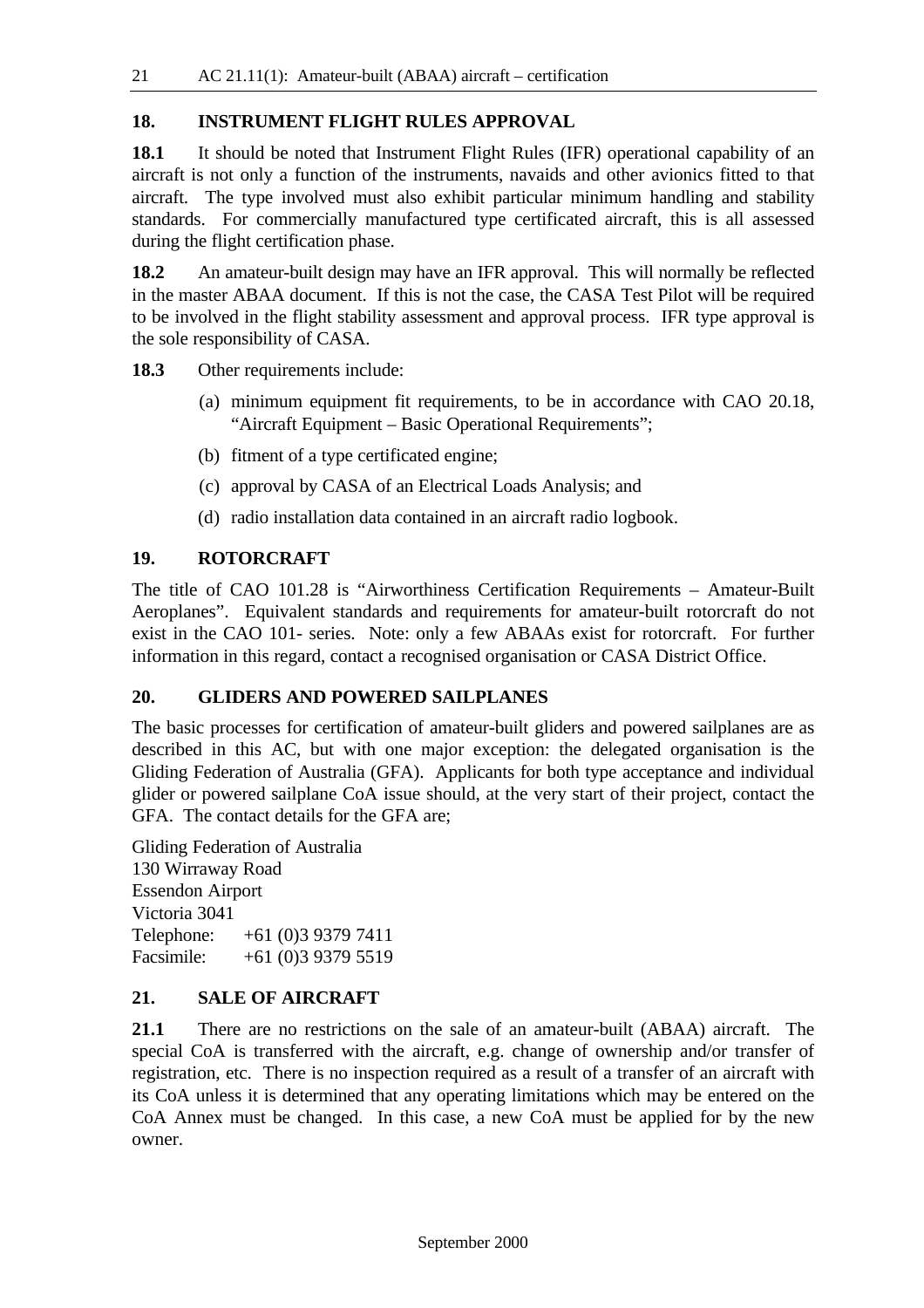## 18. INSTRUMENT FLIGHT RULES APPROVAL

**18.1** It should be noted that Instrument Flight Rules (IFR) operational capability of an aircraft is not only a function of the instruments, navaids and other avionics fitted to that aircraft. The type involved must also exhibit particular minimum handling and stability standards. For commercially manufactured type certificated aircraft, this is all assessed during the flight certification phase.

**18.2** An amateur-built design may have an IFR approval. This will normally be reflected in the master ABAA document. If this is not the case, the CASA Test Pilot will be required to be involved in the flight stability assessment and approval process. IFR type approval is the sole responsibility of CASA.

**18.3** Other requirements include:

(a) minimum equipment fit requirements, to be in accordance with CAO 20.18, "Aircraft Equipment – Basic Operational Requirements";

(b) fitment of a type certificated engine;

(c) approval by CASA of an Electrical Loads Analysis; and

(d) radio installation data contained in an aircraft radio logbook.

## 19. ROTORCRAFT

The title of CAO 101.28 is "Airworthiness Certification Requirements – Amateur-Built Aeroplanes". Equivalent standards and requirements for amateur-built rotorcraft do not exist in the CAO 101- series. Note: only a few ABAAs exist for rotorcraft. For further information in this regard, contact a recognised organisation or CASA District Office.

## 20. GLIDERS AND POWERED SAILPLANES

The basic processes for certification of amateur-built gliders and powered sailplanes are as described in this AC, but with one major exception: the delegated organisation is the Gliding Federation of Australia (GFA). Applicants for both type acceptance and individual glider or powered sailplane CoA issue should, at the very start of their project, contact the GFA. The contact details for the GFA are;

Gliding Federation of Australia
130 Wirraway Road
Essendon Airport
Victoria 3041
Telephone: +61 (0)3 9379 7411
Facsimile: +61 (0)3 9379 5519

## 21. SALE OF AIRCRAFT

**21.1** There are no restrictions on the sale of an amateur-built (ABAA) aircraft. The special CoA is transferred with the aircraft, e.g. change of ownership and/or transfer of registration, etc. There is no inspection required as a result of a transfer of an aircraft with its CoA unless it is determined that any operating limitations which may be entered on the CoA Annex must be changed. In this case, a new CoA must be applied for by the new owner.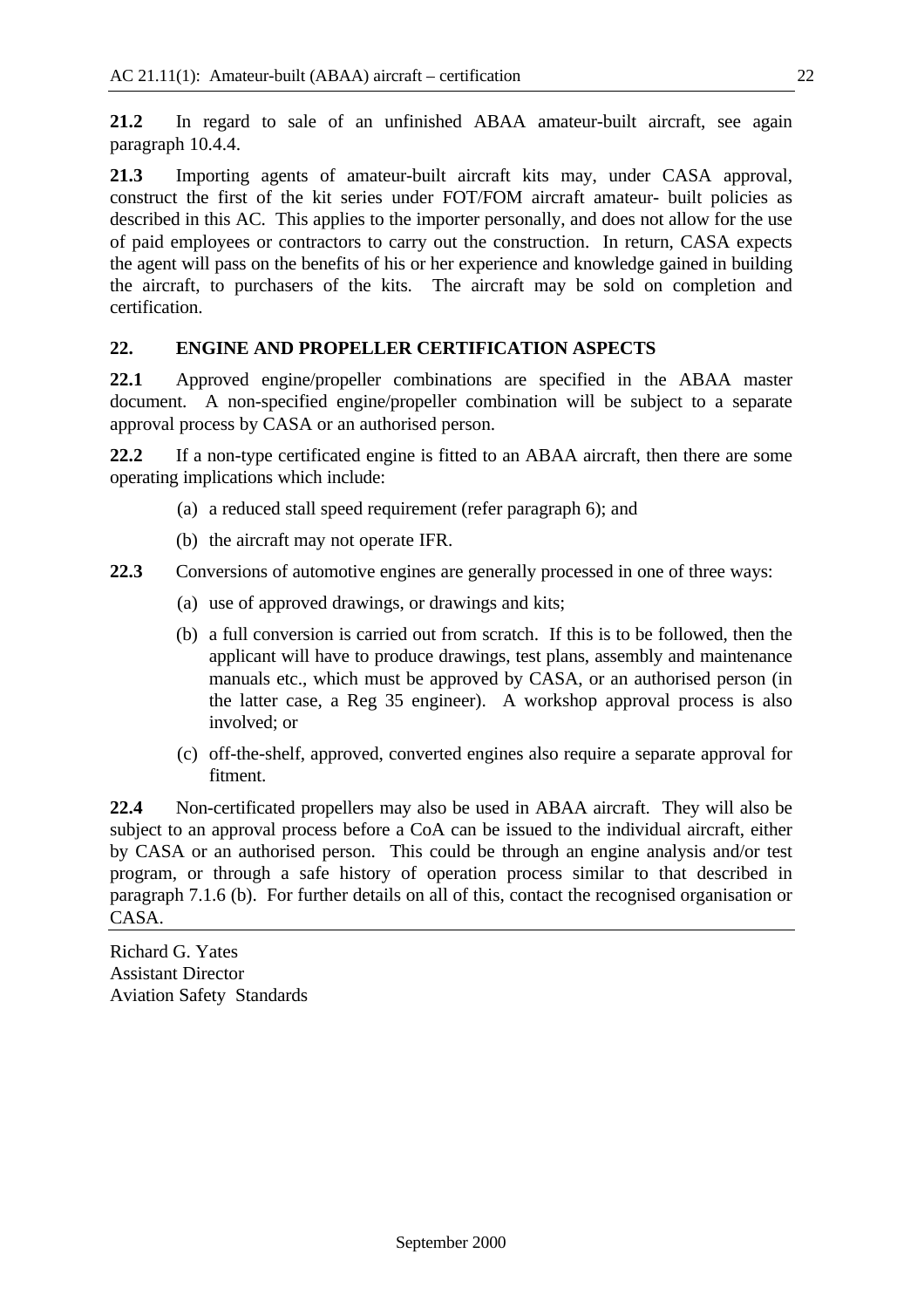**21.2** In regard to sale of an unfinished ABAA amateur-built aircraft, see again paragraph 10.4.4.

**21.3** Importing agents of amateur-built aircraft kits may, under CASA approval, construct the first of the kit series under FOT/FOM aircraft amateur- built policies as described in this AC. This applies to the importer personally, and does not allow for the use of paid employees or contractors to carry out the construction. In return, CASA expects the agent will pass on the benefits of his or her experience and knowledge gained in building the aircraft, to purchasers of the kits. The aircraft may be sold on completion and certification.

## 22. ENGINE AND PROPELLER CERTIFICATION ASPECTS

**22.1** Approved engine/propeller combinations are specified in the ABAA master document. A non-specified engine/propeller combination will be subject to a separate approval process by CASA or an authorised person.

**22.2** If a non-type certificated engine is fitted to an ABAA aircraft, then there are some operating implications which include:

(a) a reduced stall speed requirement (refer paragraph 6); and

(b) the aircraft may not operate IFR.

**22.3** Conversions of automotive engines are generally processed in one of three ways:

(a) use of approved drawings, or drawings and kits;

(b) a full conversion is carried out from scratch. If this is to be followed, then the applicant will have to produce drawings, test plans, assembly and maintenance manuals etc., which must be approved by CASA, or an authorised person (in the latter case, a Reg 35 engineer). A workshop approval process is also involved; or

(c) off-the-shelf, approved, converted engines also require a separate approval for fitment.

**22.4** Non-certificated propellers may also be used in ABAA aircraft. They will also be subject to an approval process before a CoA can be issued to the individual aircraft, either by CASA or an authorised person. This could be through an engine analysis and/or test program, or through a safe history of operation process similar to that described in paragraph 7.1.6 (b). For further details on all of this, contact the recognised organisation or CASA.

---

Richard G. Yates
Assistant Director
Aviation Safety Standards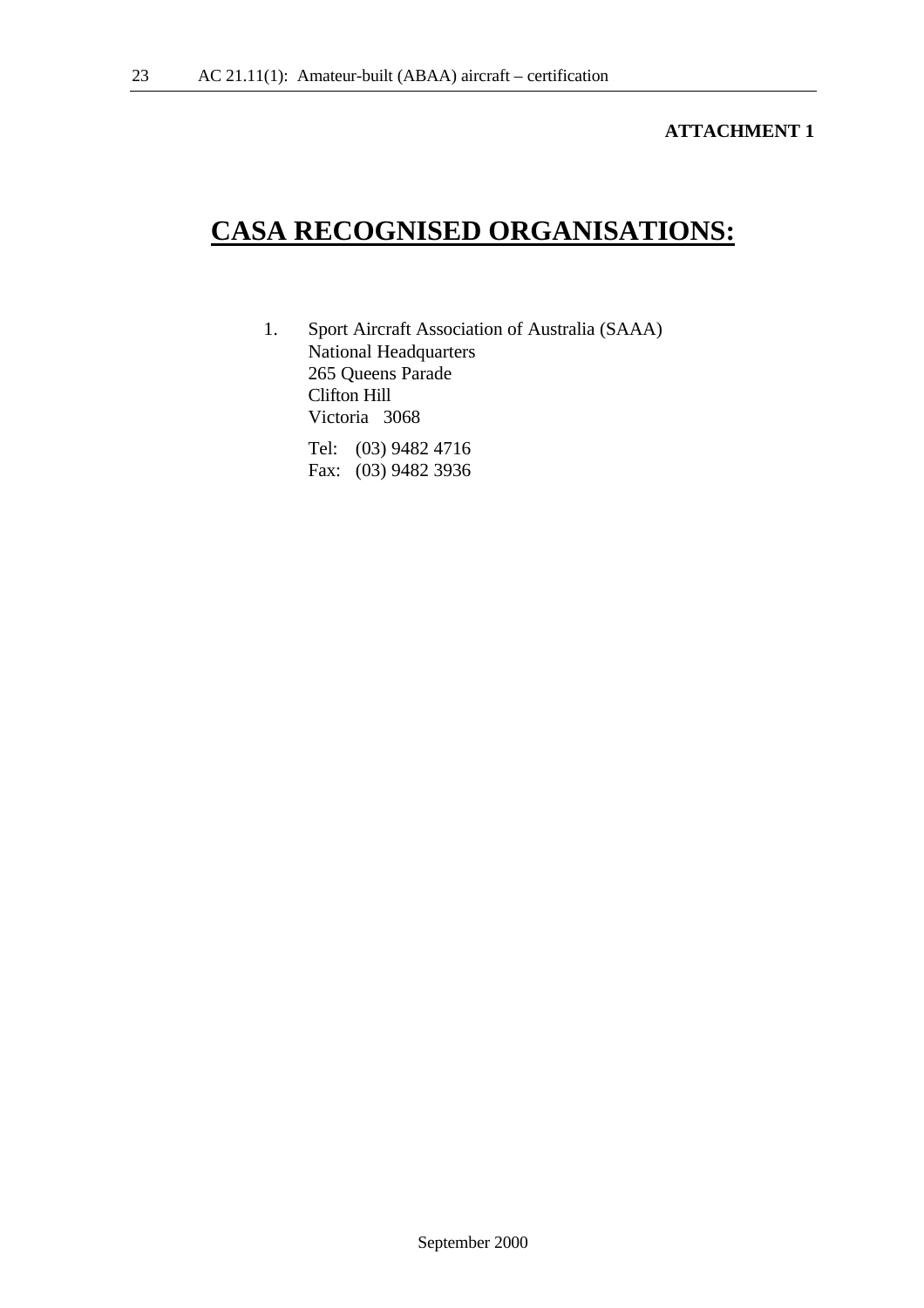**ATTACHMENT 1**

# CASA RECOGNISED ORGANISATIONS:

1. Sport Aircraft Association of Australia (SAAA)
   National Headquarters
   265 Queens Parade
   Clifton Hill
   Victoria 3068

   Tel: (03) 9482 4716
   Fax: (03) 9482 3936